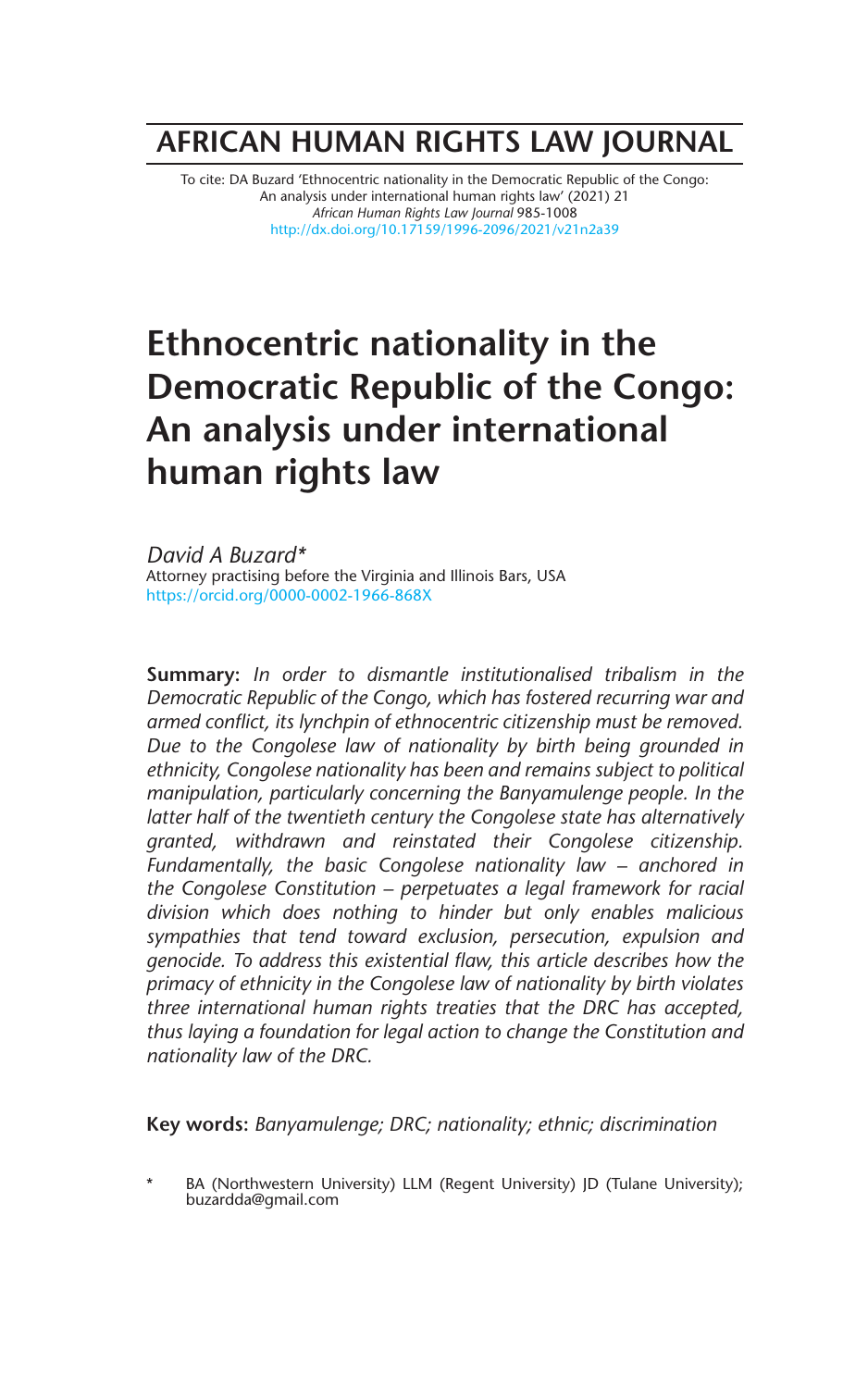# AFRICAN HUMAN RIGHTS LAW JOURNAL

To cite: DA Buzard 'Ethnocentric nationality in the Democratic Republic of the Congo: An analysis under international human rights law' (2021) 21 *African Human Rights Law Journal* 985-1008
http://dx.doi.org/10.17159/1996-2096/2021/v21n2a39

# Ethnocentric nationality in the Democratic Republic of the Congo: An analysis under international human rights law

*David A Buzard\**
Attorney practising before the Virginia and Illinois Bars, USA
https://orcid.org/0000-0002-1966-868X

**Summary:** *In order to dismantle institutionalised tribalism in the Democratic Republic of the Congo, which has fostered recurring war and armed conflict, its lynchpin of ethnocentric citizenship must be removed. Due to the Congolese law of nationality by birth being grounded in ethnicity, Congolese nationality has been and remains subject to political manipulation, particularly concerning the Banyamulenge people. In the latter half of the twentieth century the Congolese state has alternatively granted, withdrawn and reinstated their Congolese citizenship. Fundamentally, the basic Congolese nationality law – anchored in the Congolese Constitution – perpetuates a legal framework for racial division which does nothing to hinder but only enables malicious sympathies that tend toward exclusion, persecution, expulsion and genocide. To address this existential flaw, this article describes how the primacy of ethnicity in the Congolese law of nationality by birth violates three international human rights treaties that the DRC has accepted, thus laying a foundation for legal action to change the Constitution and nationality law of the DRC.*

**Key words:** *Banyamulenge; DRC; nationality; ethnic; discrimination*

\* BA (Northwestern University) LLM (Regent University) JD (Tulane University); buzardda@gmail.com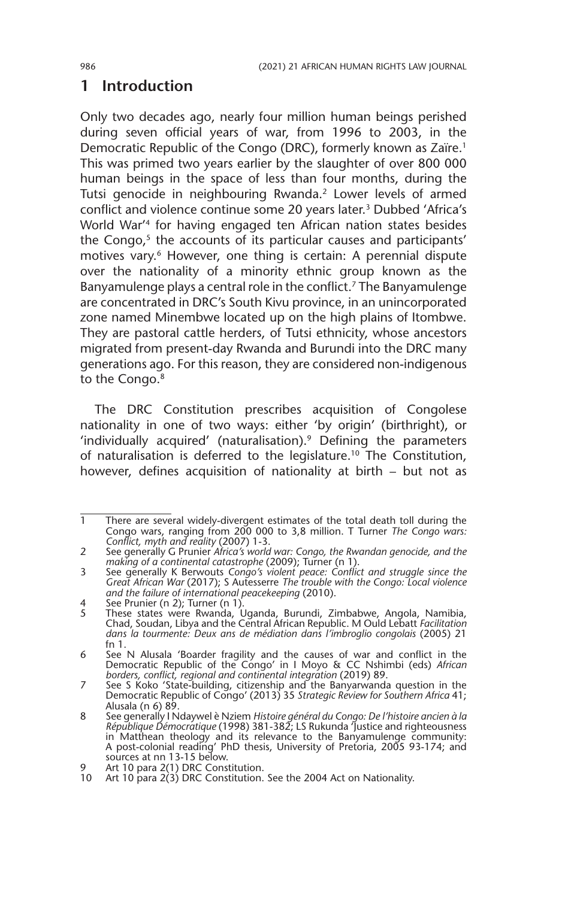## 1 Introduction

Only two decades ago, nearly four million human beings perished during seven official years of war, from 1996 to 2003, in the Democratic Republic of the Congo (DRC), formerly known as Zaïre.[1] This was primed two years earlier by the slaughter of over 800 000 human beings in the space of less than four months, during the Tutsi genocide in neighbouring Rwanda.[2] Lower levels of armed conflict and violence continue some 20 years later.[3] Dubbed 'Africa's World War'[4] for having engaged ten African nation states besides the Congo,[5] the accounts of its particular causes and participants' motives vary.[6] However, one thing is certain: A perennial dispute over the nationality of a minority ethnic group known as the Banyamulenge plays a central role in the conflict.[7] The Banyamulenge are concentrated in DRC's South Kivu province, in an unincorporated zone named Minembwe located up on the high plains of Itombwe. They are pastoral cattle herders, of Tutsi ethnicity, whose ancestors migrated from present-day Rwanda and Burundi into the DRC many generations ago. For this reason, they are considered non-indigenous to the Congo.[8]

The DRC Constitution prescribes acquisition of Congolese nationality in one of two ways: either 'by origin' (birthright), or 'individually acquired' (naturalisation).[9] Defining the parameters of naturalisation is deferred to the legislature.[10] The Constitution, however, defines acquisition of nationality at birth – but not as

---

1 There are several widely-divergent estimates of the total death toll during the Congo wars, ranging from 200 000 to 3,8 million. T Turner *The Congo wars: Conflict, myth and reality* (2007) 1-3.

2 See generally G Prunier *Africa's world war: Congo, the Rwandan genocide, and the making of a continental catastrophe* (2009); Turner (n 1).

3 See generally K Berwouts *Congo's violent peace: Conflict and struggle since the Great African War* (2017); S Autesserre *The trouble with the Congo: Local violence and the failure of international peacekeeping* (2010).

4 See Prunier (n 2); Turner (n 1).

5 These states were Rwanda, Uganda, Burundi, Zimbabwe, Angola, Namibia, Chad, Soudan, Libya and the Central African Republic. M Ould Lebatt *Facilitation dans la tourmente: Deux ans de médiation dans l'imbroglio congolais* (2005) 21 fn 1.

6 See N Alusala 'Boarder fragility and the causes of war and conflict in the Democratic Republic of the Congo' in I Moyo & CC Nshimbi (eds) *African borders, conflict, regional and continental integration* (2019) 89.

7 See S Koko 'State-building, citizenship and the Banyarwanda question in the Democratic Republic of Congo' (2013) 35 *Strategic Review for Southern Africa* 41; Alusala (n 6) 89.

8 See generally I Ndaywel è Nziem *Histoire général du Congo: De l'histoire ancien à la République Démocratique* (1998) 381-382; LS Rukunda 'Justice and righteousness in Matthean theology and its relevance to the Banyamulenge community: A post-colonial reading' PhD thesis, University of Pretoria, 2005 93-174; and sources at nn 13-15 below.

9 Art 10 para 2(1) DRC Constitution.

10 Art 10 para 2(3) DRC Constitution. See the 2004 Act on Nationality.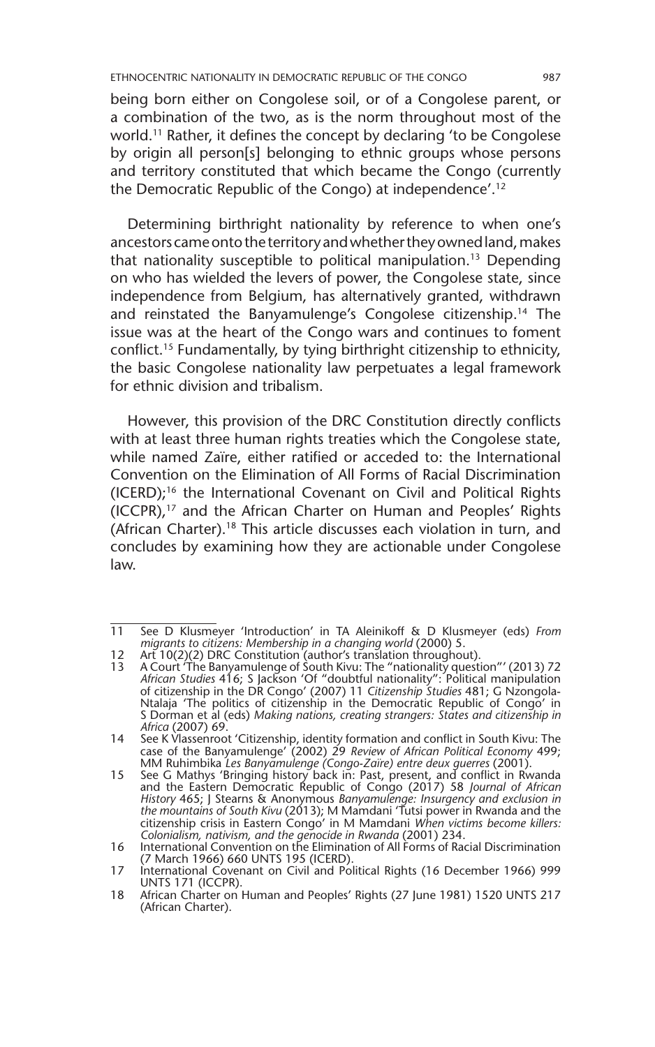being born either on Congolese soil, or of a Congolese parent, or a combination of the two, as is the norm throughout most of the world.[11] Rather, it defines the concept by declaring 'to be Congolese by origin all person[s] belonging to ethnic groups whose persons and territory constituted that which became the Congo (currently the Democratic Republic of the Congo) at independence'.[12]

Determining birthright nationality by reference to when one's ancestors came onto the territory and whether they owned land, makes that nationality susceptible to political manipulation.[13] Depending on who has wielded the levers of power, the Congolese state, since independence from Belgium, has alternatively granted, withdrawn and reinstated the Banyamulenge's Congolese citizenship.[14] The issue was at the heart of the Congo wars and continues to foment conflict.[15] Fundamentally, by tying birthright citizenship to ethnicity, the basic Congolese nationality law perpetuates a legal framework for ethnic division and tribalism.

However, this provision of the DRC Constitution directly conflicts with at least three human rights treaties which the Congolese state, while named Zaïre, either ratified or acceded to: the International Convention on the Elimination of All Forms of Racial Discrimination (ICERD);[16] the International Covenant on Civil and Political Rights (ICCPR),[17] and the African Charter on Human and Peoples' Rights (African Charter).[18] This article discusses each violation in turn, and concludes by examining how they are actionable under Congolese law.

---

11 See D Klusmeyer 'Introduction' in TA Aleinikoff & D Klusmeyer (eds) *From migrants to citizens: Membership in a changing world* (2000) 5.

12 Art 10(2)(2) DRC Constitution (author's translation throughout).

13 A Court 'The Banyamulenge of South Kivu: The "nationality question"' (2013) 72 *African Studies* 416; S Jackson 'Of "doubtful nationality": Political manipulation of citizenship in the DR Congo' (2007) 11 *Citizenship Studies* 481; G Nzongola-Ntalaja 'The politics of citizenship in the Democratic Republic of Congo' in S Dorman et al (eds) *Making nations, creating strangers: States and citizenship in Africa* (2007) 69.

14 See K Vlassenroot 'Citizenship, identity formation and conflict in South Kivu: The case of the Banyamulenge' (2002) 29 *Review of African Political Economy* 499; MM Ruhimbika *Les Banyamulenge (Congo-Zaïre) entre deux guerres* (2001).

15 See G Mathys 'Bringing history back in: Past, present, and conflict in Rwanda and the Eastern Democratic Republic of Congo (2017) 58 *Journal of African History* 465; J Stearns & Anonymous *Banyamulenge: Insurgency and exclusion in the mountains of South Kivu* (2013); M Mamdani 'Tutsi power in Rwanda and the citizenship crisis in Eastern Congo' in M Mamdani *When victims become killers: Colonialism, nativism, and the genocide in Rwanda* (2001) 234.

16 International Convention on the Elimination of All Forms of Racial Discrimination (7 March 1966) 660 UNTS 195 (ICERD).

17 International Covenant on Civil and Political Rights (16 December 1966) 999 UNTS 171 (ICCPR).

18 African Charter on Human and Peoples' Rights (27 June 1981) 1520 UNTS 217 (African Charter).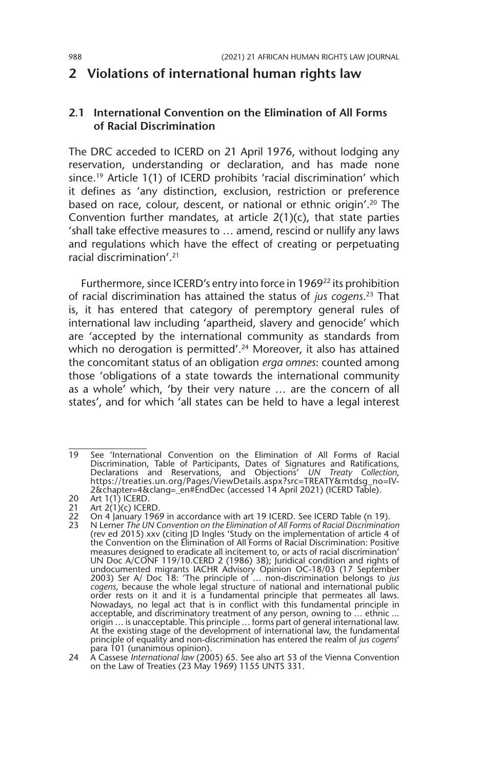## 2 Violations of international human rights law

### 2.1 International Convention on the Elimination of All Forms of Racial Discrimination

The DRC acceded to ICERD on 21 April 1976, without lodging any reservation, understanding or declaration, and has made none since.[19] Article 1(1) of ICERD prohibits 'racial discrimination' which it defines as 'any distinction, exclusion, restriction or preference based on race, colour, descent, or national or ethnic origin'.[20] The Convention further mandates, at article 2(1)(c), that state parties 'shall take effective measures to … amend, rescind or nullify any laws and regulations which have the effect of creating or perpetuating racial discrimination'.[21]

Furthermore, since ICERD's entry into force in 1969[22] its prohibition of racial discrimination has attained the status of *jus cogens*.[23] That is, it has entered that category of peremptory general rules of international law including 'apartheid, slavery and genocide' which are 'accepted by the international community as standards from which no derogation is permitted'.[24] Moreover, it also has attained the concomitant status of an obligation *erga omnes*: counted among those 'obligations of a state towards the international community as a whole' which, 'by their very nature … are the concern of all states', and for which 'all states can be held to have a legal interest

---

19 See 'International Convention on the Elimination of All Forms of Racial Discrimination, Table of Participants, Dates of Signatures and Ratifications, Declarations and Reservations, and Objections' *UN Treaty Collection*, https://treaties.un.org/Pages/ViewDetails.aspx?src=TREATY&mtdsg_no=IV-2&chapter=4&clang=_en#EndDec (accessed 14 April 2021) (ICERD Table).

20 Art 1(1) ICERD.

21 Art 2(1)(c) ICERD.

22 On 4 January 1969 in accordance with art 19 ICERD. See ICERD Table (n 19).

23 N Lerner *The UN Convention on the Elimination of All Forms of Racial Discrimination* (rev ed 2015) xxv (citing JD Ingles 'Study on the implementation of article 4 of the Convention on the Elimination of All Forms of Racial Discrimination: Positive measures designed to eradicate all incitement to, or acts of racial discrimination' UN Doc A/CONF 119/10.CERD 2 (1986) 38); Juridical condition and rights of undocumented migrants IACHR Advisory Opinion OC-18/03 (17 September 2003) Ser A/ Doc 18: 'The principle of … non-discrimination belongs to *jus cogens*, because the whole legal structure of national and international public order rests on it and it is a fundamental principle that permeates all laws. Nowadays, no legal act that is in conflict with this fundamental principle in acceptable, and discriminatory treatment of any person, owning to … ethnic ... origin … is unacceptable. This principle … forms part of general international law. At the existing stage of the development of international law, the fundamental principle of equality and non-discrimination has entered the realm of *jus cogens*' para 101 (unanimous opinion).

24 A Cassese *International law* (2005) 65. See also art 53 of the Vienna Convention on the Law of Treaties (23 May 1969) 1155 UNTS 331.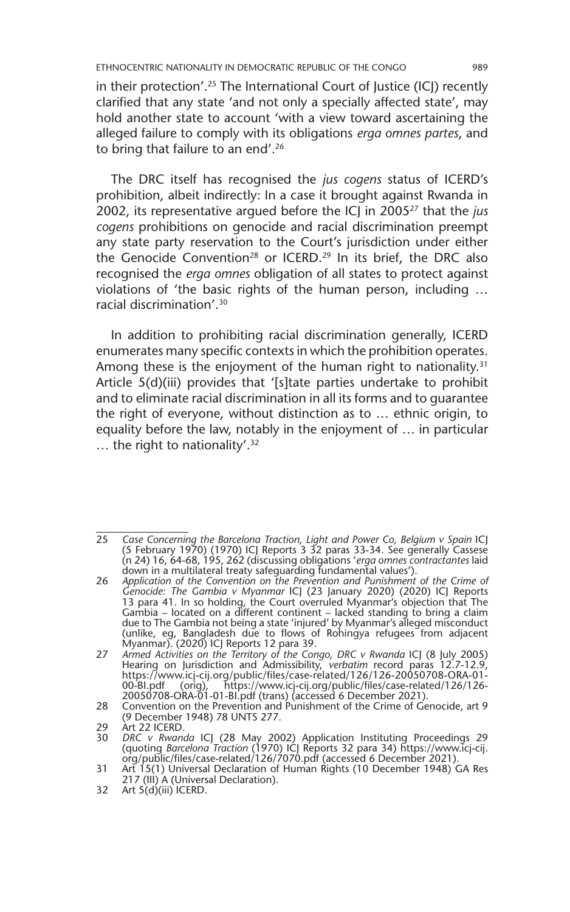in their protection'.[25] The International Court of Justice (ICJ) recently clarified that any state 'and not only a specially affected state', may hold another state to account 'with a view toward ascertaining the alleged failure to comply with its obligations *erga omnes partes*, and to bring that failure to an end'.[26]

The DRC itself has recognised the *jus cogens* status of ICERD's prohibition, albeit indirectly: In a case it brought against Rwanda in 2002, its representative argued before the ICJ in 2005[27] that the *jus cogens* prohibitions on genocide and racial discrimination preempt any state party reservation to the Court's jurisdiction under either the Genocide Convention[28] or ICERD.[29] In its brief, the DRC also recognised the *erga omnes* obligation of all states to protect against violations of 'the basic rights of the human person, including … racial discrimination'.[30]

In addition to prohibiting racial discrimination generally, ICERD enumerates many specific contexts in which the prohibition operates. Among these is the enjoyment of the human right to nationality.[31] Article 5(d)(iii) provides that '[s]tate parties undertake to prohibit and to eliminate racial discrimination in all its forms and to guarantee the right of everyone, without distinction as to … ethnic origin, to equality before the law, notably in the enjoyment of … in particular … the right to nationality'.[32]

---

25 *Case Concerning the Barcelona Traction, Light and Power Co, Belgium v Spain* ICJ (5 February 1970) (1970) ICJ Reports 3 32 paras 33-34. See generally Cassese (n 24) 16, 64-68, 195, 262 (discussing obligations '*erga omnes contractantes* laid down in a multilateral treaty safeguarding fundamental values').

26 *Application of the Convention on the Prevention and Punishment of the Crime of Genocide: The Gambia v Myanmar* ICJ (23 January 2020) (2020) ICJ Reports 13 para 41. In so holding, the Court overruled Myanmar's objection that The Gambia – located on a different continent – lacked standing to bring a claim due to The Gambia not being a state 'injured' by Myanmar's alleged misconduct (unlike, eg, Bangladesh due to flows of Rohingya refugees from adjacent Myanmar). (2020) ICJ Reports 12 para 39.

27 *Armed Activities on the Territory of the Congo, DRC v Rwanda* ICJ (8 July 2005) Hearing on Jurisdiction and Admissibility, *verbatim* record paras 12.7-12.9, https://www.icj-cij.org/public/files/case-related/126/126-20050708-ORA-01-00-BI.pdf (orig), https://www.icj-cij.org/public/files/case-related/126/126-20050708-ORA-01-01-BI.pdf (trans) (accessed 6 December 2021).

28 Convention on the Prevention and Punishment of the Crime of Genocide, art 9 (9 December 1948) 78 UNTS 277.

29 Art 22 ICERD.

30 *DRC v Rwanda* ICJ (28 May 2002) Application Instituting Proceedings 29 (quoting *Barcelona Traction* (1970) ICJ Reports 32 para 34) https://www.icj-cij.org/public/files/case-related/126/7070.pdf (accessed 6 December 2021).

31 Art 15(1) Universal Declaration of Human Rights (10 December 1948) GA Res 217 (III) A (Universal Declaration).

32 Art 5(d)(iii) ICERD.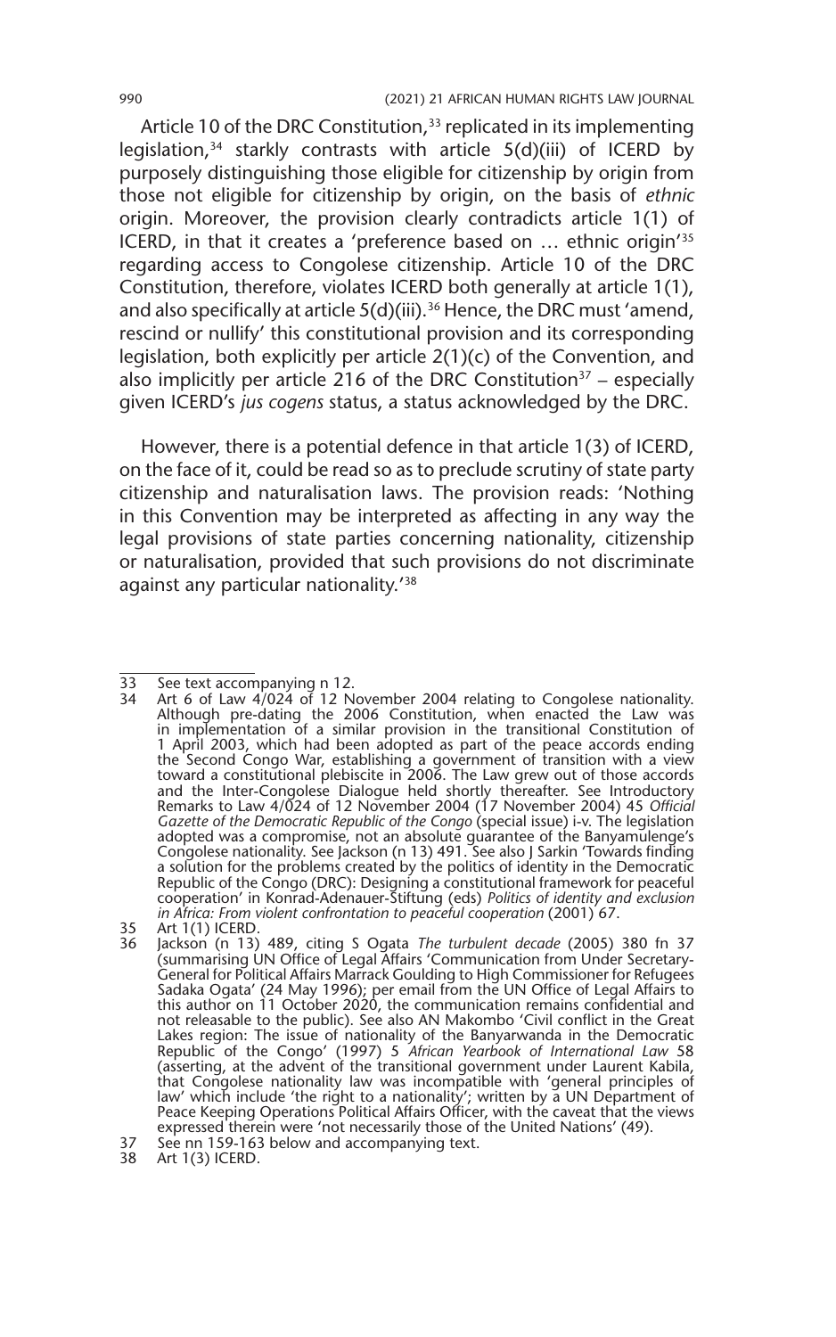Article 10 of the DRC Constitution,[33] replicated in its implementing legislation,[34] starkly contrasts with article 5(d)(iii) of ICERD by purposely distinguishing those eligible for citizenship by origin from those not eligible for citizenship by origin, on the basis of *ethnic* origin. Moreover, the provision clearly contradicts article 1(1) of ICERD, in that it creates a 'preference based on … ethnic origin'[35] regarding access to Congolese citizenship. Article 10 of the DRC Constitution, therefore, violates ICERD both generally at article 1(1), and also specifically at article 5(d)(iii).[36] Hence, the DRC must 'amend, rescind or nullify' this constitutional provision and its corresponding legislation, both explicitly per article 2(1)(c) of the Convention, and also implicitly per article 216 of the DRC Constitution[37] – especially given ICERD's *jus cogens* status, a status acknowledged by the DRC.

However, there is a potential defence in that article 1(3) of ICERD, on the face of it, could be read so as to preclude scrutiny of state party citizenship and naturalisation laws. The provision reads: 'Nothing in this Convention may be interpreted as affecting in any way the legal provisions of state parties concerning nationality, citizenship or naturalisation, provided that such provisions do not discriminate against any particular nationality.'[38]

---

33 See text accompanying n 12.

34 Art 6 of Law 4/024 of 12 November 2004 relating to Congolese nationality. Although pre-dating the 2006 Constitution, when enacted the Law was in implementation of a similar provision in the transitional Constitution of 1 April 2003, which had been adopted as part of the peace accords ending the Second Congo War, establishing a government of transition with a view toward a constitutional plebiscite in 2006. The Law grew out of those accords and the Inter-Congolese Dialogue held shortly thereafter. See Introductory Remarks to Law 4/024 of 12 November 2004 (17 November 2004) 45 *Official Gazette of the Democratic Republic of the Congo* (special issue) i-v. The legislation adopted was a compromise, not an absolute guarantee of the Banyamulenge's Congolese nationality. See Jackson (n 13) 491. See also J Sarkin 'Towards finding a solution for the problems created by the politics of identity in the Democratic Republic of the Congo (DRC): Designing a constitutional framework for peaceful cooperation' in Konrad-Adenauer-Stiftung (eds) *Politics of identity and exclusion in Africa: From violent confrontation to peaceful cooperation* (2001) 67.

35 Art 1(1) ICERD.

36 Jackson (n 13) 489, citing S Ogata *The turbulent decade* (2005) 380 fn 37 (summarising UN Office of Legal Affairs 'Communication from Under Secretary-General for Political Affairs Marrack Goulding to High Commissioner for Refugees Sadaka Ogata' (24 May 1996); per email from the UN Office of Legal Affairs to this author on 11 October 2020, the communication remains confidential and not releasable to the public). See also AN Makombo 'Civil conflict in the Great Lakes region: The issue of nationality of the Banyarwanda in the Democratic Republic of the Congo' (1997) 5 *African Yearbook of International Law* 58 (asserting, at the advent of the transitional government under Laurent Kabila, that Congolese nationality law was incompatible with 'general principles of law' which include 'the right to a nationality'; written by a UN Department of Peace Keeping Operations Political Affairs Officer, with the caveat that the views expressed therein were 'not necessarily those of the United Nations' (49).

37 See nn 159-163 below and accompanying text.

38 Art 1(3) ICERD.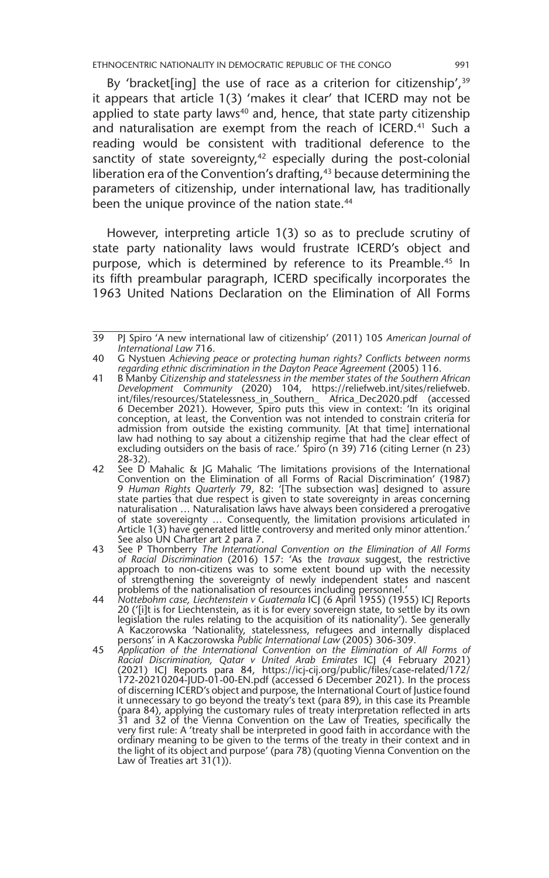By 'bracket[ing] the use of race as a criterion for citizenship',[39] it appears that article 1(3) 'makes it clear' that ICERD may not be applied to state party laws[40] and, hence, that state party citizenship and naturalisation are exempt from the reach of ICERD.[41] Such a reading would be consistent with traditional deference to the sanctity of state sovereignty,[42] especially during the post-colonial liberation era of the Convention's drafting,[43] because determining the parameters of citizenship, under international law, has traditionally been the unique province of the nation state.[44]

However, interpreting article 1(3) so as to preclude scrutiny of state party nationality laws would frustrate ICERD's object and purpose, which is determined by reference to its Preamble.[45] In its fifth preambular paragraph, ICERD specifically incorporates the 1963 United Nations Declaration on the Elimination of All Forms

---

39 PJ Spiro 'A new international law of citizenship' (2011) 105 *American Journal of International Law* 716.

40 G Nystuen *Achieving peace or protecting human rights? Conflicts between norms regarding ethnic discrimination in the Dayton Peace Agreement* (2005) 116.

41 B Manby *Citizenship and statelessness in the member states of the Southern African Development Community* (2020) 104, https://reliefweb.int/sites/reliefweb.int/files/resources/Statelessness_in_Southern_ Africa_Dec2020.pdf (accessed 6 December 2021). However, Spiro puts this view in context: 'In its original conception, at least, the Convention was not intended to constrain criteria for admission from outside the existing community. [At that time] international law had nothing to say about a citizenship regime that had the clear effect of excluding outsiders on the basis of race.' Spiro (n 39) 716 (citing Lerner (n 23) 28-32).

42 See D Mahalic & JG Mahalic 'The limitations provisions of the International Convention on the Elimination of all Forms of Racial Discrimination' (1987) 9 *Human Rights Quarterly* 79, 82: '[The subsection was] designed to assure state parties that due respect is given to state sovereignty in areas concerning naturalisation … Naturalisation laws have always been considered a prerogative of state sovereignty … Consequently, the limitation provisions articulated in Article 1(3) have generated little controversy and merited only minor attention.' See also UN Charter art 2 para 7.

43 See P Thornberry *The International Convention on the Elimination of All Forms of Racial Discrimination* (2016) 157: 'As the *travaux* suggest, the restrictive approach to non-citizens was to some extent bound up with the necessity of strengthening the sovereignty of newly independent states and nascent problems of the nationalisation of resources including personnel.'

44 *Nottebohm case, Liechtenstein v Guatemala* ICJ (6 April 1955) (1955) ICJ Reports 20 ('[i]t is for Liechtenstein, as it is for every sovereign state, to settle by its own legislation the rules relating to the acquisition of its nationality'). See generally A Kaczorowska 'Nationality, statelessness, refugees and internally displaced persons' in A Kaczorowska *Public International Law* (2005) 306-309.

45 *Application of the International Convention on the Elimination of All Forms of Racial Discrimination, Qatar v United Arab Emirates* ICJ (4 February 2021) (2021) ICJ Reports para 84, https://icj-cij.org/public/files/case-related/172/172-20210204-JUD-01-00-EN.pdf (accessed 6 December 2021). In the process of discerning ICERD's object and purpose, the International Court of Justice found it unnecessary to go beyond the treaty's text (para 89), in this case its Preamble (para 84), applying the customary rules of treaty interpretation reflected in arts 31 and 32 of the Vienna Convention on the Law of Treaties, specifically the very first rule: A 'treaty shall be interpreted in good faith in accordance with the ordinary meaning to be given to the terms of the treaty in their context and in the light of its object and purpose' (para 78) (quoting Vienna Convention on the Law of Treaties art 31(1)).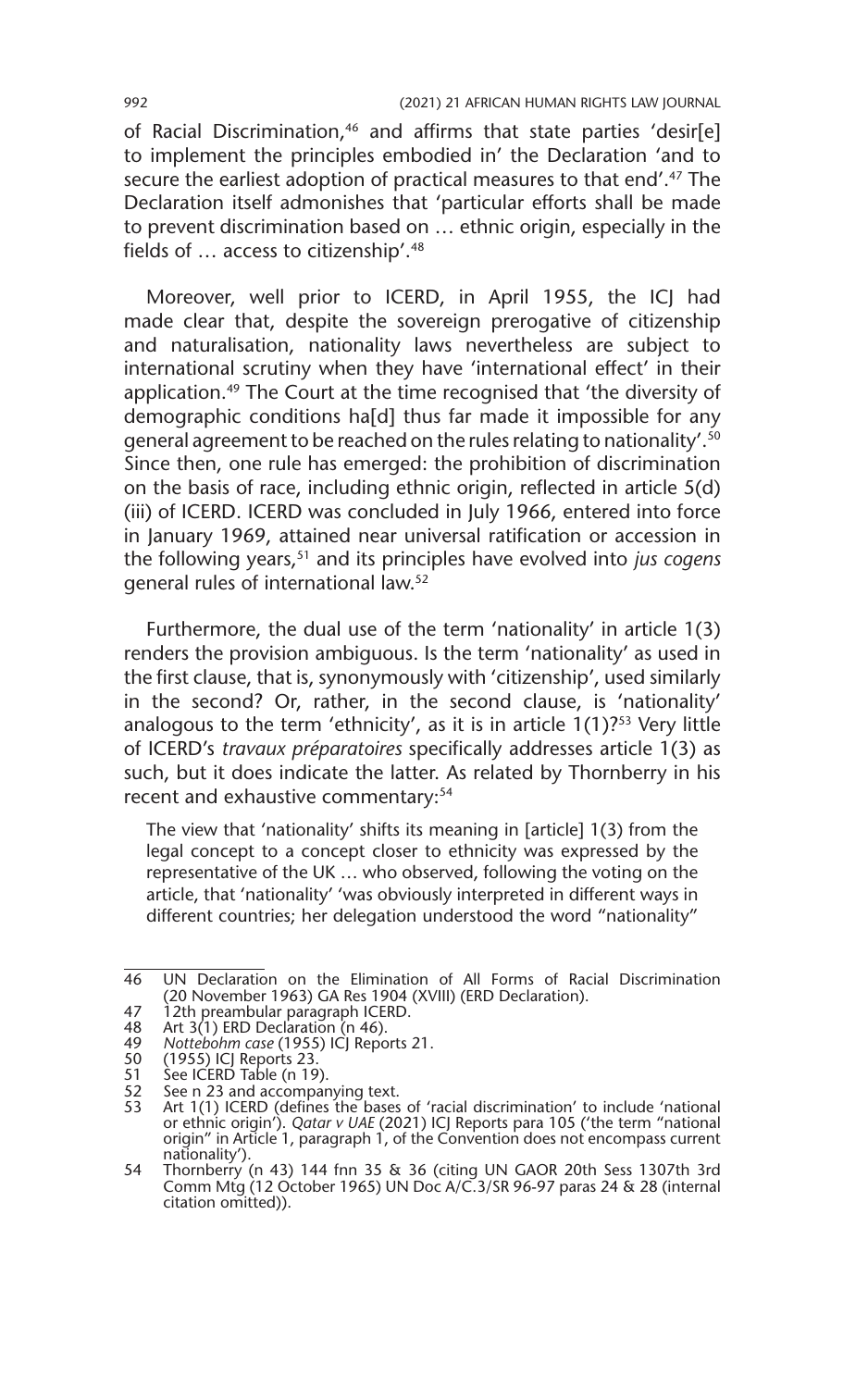of Racial Discrimination,[46] and affirms that state parties 'desir[e] to implement the principles embodied in' the Declaration 'and to secure the earliest adoption of practical measures to that end'.[47] The Declaration itself admonishes that 'particular efforts shall be made to prevent discrimination based on … ethnic origin, especially in the fields of … access to citizenship'.[48]

Moreover, well prior to ICERD, in April 1955, the ICJ had made clear that, despite the sovereign prerogative of citizenship and naturalisation, nationality laws nevertheless are subject to international scrutiny when they have 'international effect' in their application.[49] The Court at the time recognised that 'the diversity of demographic conditions ha[d] thus far made it impossible for any general agreement to be reached on the rules relating to nationality'.[50] Since then, one rule has emerged: the prohibition of discrimination on the basis of race, including ethnic origin, reflected in article 5(d)(iii) of ICERD. ICERD was concluded in July 1966, entered into force in January 1969, attained near universal ratification or accession in the following years,[51] and its principles have evolved into *jus cogens* general rules of international law.[52]

Furthermore, the dual use of the term 'nationality' in article 1(3) renders the provision ambiguous. Is the term 'nationality' as used in the first clause, that is, synonymously with 'citizenship', used similarly in the second? Or, rather, in the second clause, is 'nationality' analogous to the term 'ethnicity', as it is in article 1(1)?[53] Very little of ICERD's *travaux préparatoires* specifically addresses article 1(3) as such, but it does indicate the latter. As related by Thornberry in his recent and exhaustive commentary:[54]

> The view that 'nationality' shifts its meaning in [article] 1(3) from the legal concept to a concept closer to ethnicity was expressed by the representative of the UK … who observed, following the voting on the article, that 'nationality' 'was obviously interpreted in different ways in different countries; her delegation understood the word "nationality"

---

46 UN Declaration on the Elimination of All Forms of Racial Discrimination (20 November 1963) GA Res 1904 (XVIII) (ERD Declaration).

47 12th preambular paragraph ICERD.

48 Art 3(1) ERD Declaration (n 46).

49 *Nottebohm case* (1955) ICJ Reports 21.

50 (1955) ICJ Reports 23.

51 See ICERD Table (n 19).

52 See n 23 and accompanying text.

53 Art 1(1) ICERD (defines the bases of 'racial discrimination' to include 'national or ethnic origin'). *Qatar v UAE* (2021) ICJ Reports para 105 ('the term "national origin" in Article 1, paragraph 1, of the Convention does not encompass current nationality').

54 Thornberry (n 43) 144 fnn 35 & 36 (citing UN GAOR 20th Sess 1307th 3rd Comm Mtg (12 October 1965) UN Doc A/C.3/SR 96-97 paras 24 & 28 (internal citation omitted)).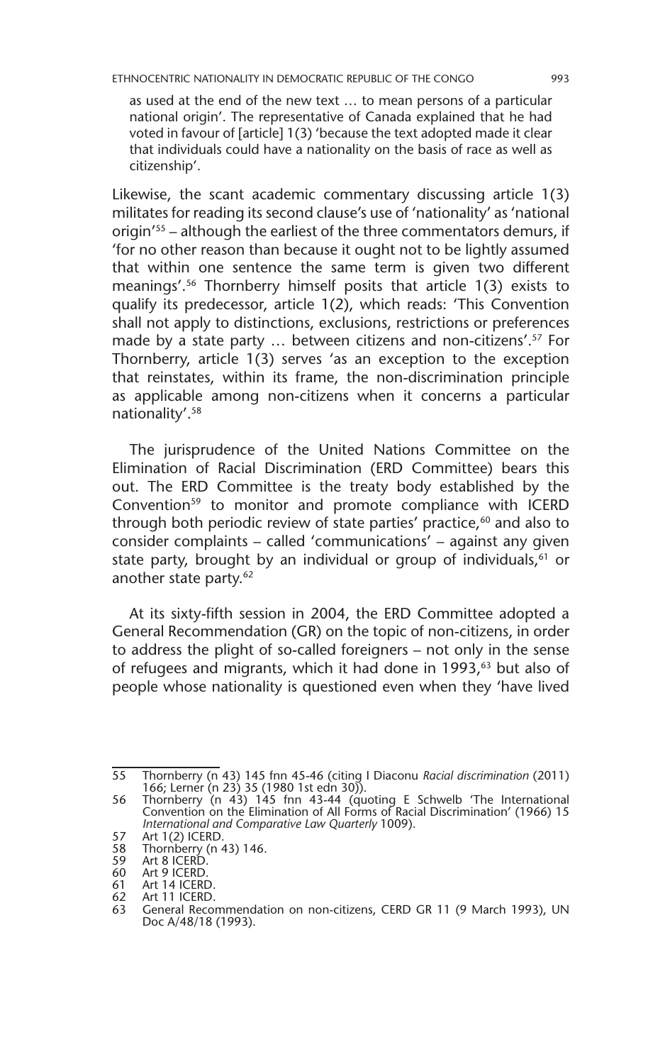as used at the end of the new text … to mean persons of a particular national origin'. The representative of Canada explained that he had voted in favour of [article] 1(3) 'because the text adopted made it clear that individuals could have a nationality on the basis of race as well as citizenship'.

Likewise, the scant academic commentary discussing article 1(3) militates for reading its second clause's use of 'nationality' as 'national origin'[55] – although the earliest of the three commentators demurs, if 'for no other reason than because it ought not to be lightly assumed that within one sentence the same term is given two different meanings'.[56] Thornberry himself posits that article 1(3) exists to qualify its predecessor, article 1(2), which reads: 'This Convention shall not apply to distinctions, exclusions, restrictions or preferences made by a state party … between citizens and non-citizens'.[57] For Thornberry, article 1(3) serves 'as an exception to the exception that reinstates, within its frame, the non-discrimination principle as applicable among non-citizens when it concerns a particular nationality'.[58]

The jurisprudence of the United Nations Committee on the Elimination of Racial Discrimination (ERD Committee) bears this out. The ERD Committee is the treaty body established by the Convention[59] to monitor and promote compliance with ICERD through both periodic review of state parties' practice,[60] and also to consider complaints – called 'communications' – against any given state party, brought by an individual or group of individuals,[61] or another state party.[62]

At its sixty-fifth session in 2004, the ERD Committee adopted a General Recommendation (GR) on the topic of non-citizens, in order to address the plight of so-called foreigners – not only in the sense of refugees and migrants, which it had done in 1993,[63] but also of people whose nationality is questioned even when they 'have lived

---

55 Thornberry (n 43) 145 fnn 45-46 (citing I Diaconu *Racial discrimination* (2011) 166; Lerner (n 23) 35 (1980 1st edn 30)).

56 Thornberry (n 43) 145 fnn 43-44 (quoting E Schwelb 'The International Convention on the Elimination of All Forms of Racial Discrimination' (1966) 15 *International and Comparative Law Quarterly* 1009).

57 Art 1(2) ICERD.

58 Thornberry (n 43) 146.

59 Art 8 ICERD.

60 Art 9 ICERD.

61 Art 14 ICERD.

62 Art 11 ICERD.

63 General Recommendation on non-citizens, CERD GR 11 (9 March 1993), UN Doc A/48/18 (1993).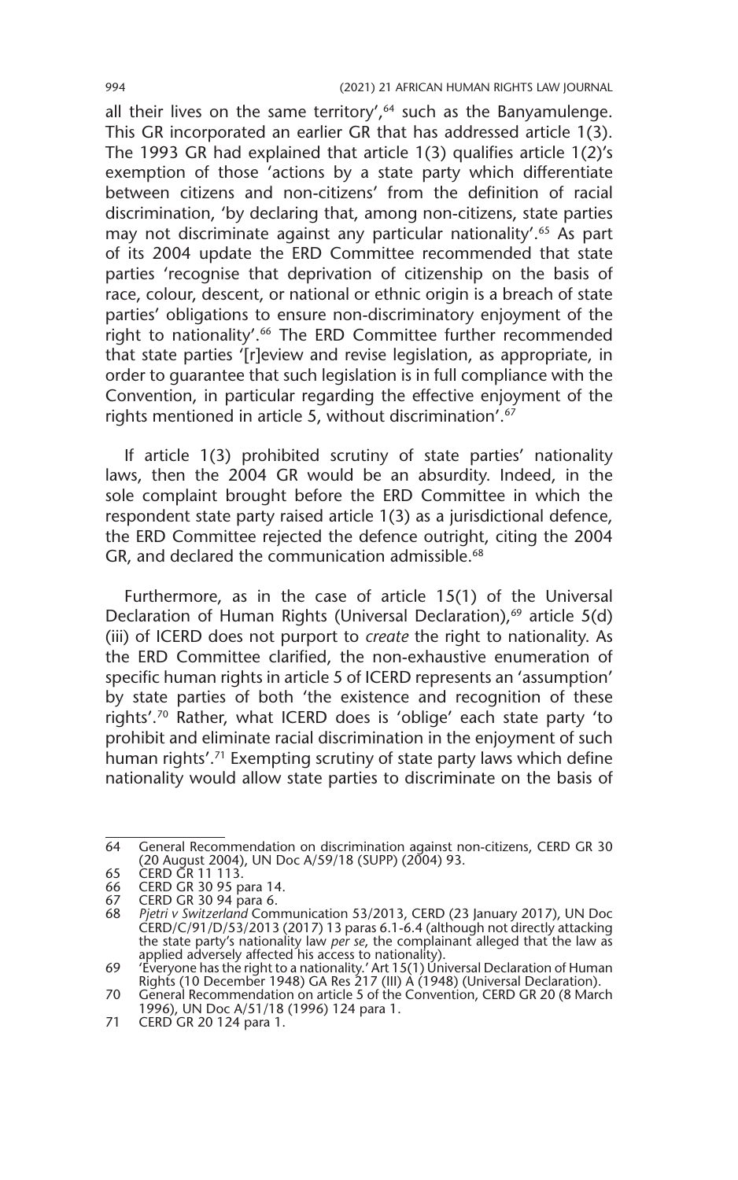all their lives on the same territory',[64] such as the Banyamulenge. This GR incorporated an earlier GR that has addressed article 1(3). The 1993 GR had explained that article 1(3) qualifies article 1(2)'s exemption of those 'actions by a state party which differentiate between citizens and non-citizens' from the definition of racial discrimination, 'by declaring that, among non-citizens, state parties may not discriminate against any particular nationality'.[65] As part of its 2004 update the ERD Committee recommended that state parties 'recognise that deprivation of citizenship on the basis of race, colour, descent, or national or ethnic origin is a breach of state parties' obligations to ensure non-discriminatory enjoyment of the right to nationality'.[66] The ERD Committee further recommended that state parties '[r]eview and revise legislation, as appropriate, in order to guarantee that such legislation is in full compliance with the Convention, in particular regarding the effective enjoyment of the rights mentioned in article 5, without discrimination'.[67]

If article 1(3) prohibited scrutiny of state parties' nationality laws, then the 2004 GR would be an absurdity. Indeed, in the sole complaint brought before the ERD Committee in which the respondent state party raised article 1(3) as a jurisdictional defence, the ERD Committee rejected the defence outright, citing the 2004 GR, and declared the communication admissible.[68]

Furthermore, as in the case of article 15(1) of the Universal Declaration of Human Rights (Universal Declaration),[69] article 5(d)(iii) of ICERD does not purport to *create* the right to nationality. As the ERD Committee clarified, the non-exhaustive enumeration of specific human rights in article 5 of ICERD represents an 'assumption' by state parties of both 'the existence and recognition of these rights'.[70] Rather, what ICERD does is 'oblige' each state party 'to prohibit and eliminate racial discrimination in the enjoyment of such human rights'.[71] Exempting scrutiny of state party laws which define nationality would allow state parties to discriminate on the basis of

---

64 General Recommendation on discrimination against non-citizens, CERD GR 30 (20 August 2004), UN Doc A/59/18 (SUPP) (2004) 93.

65 CERD GR 11 113.

66 CERD GR 30 95 para 14.

67 CERD GR 30 94 para 6.

68 *Pjetri v Switzerland* Communication 53/2013, CERD (23 January 2017), UN Doc CERD/C/91/D/53/2013 (2017) 13 paras 6.1-6.4 (although not directly attacking the state party's nationality law *per se*, the complainant alleged that the law as applied adversely affected his access to nationality).

69 'Everyone has the right to a nationality.' Art 15(1) Universal Declaration of Human Rights (10 December 1948) GA Res 217 (III) A (1948) (Universal Declaration).

70 General Recommendation on article 5 of the Convention, CERD GR 20 (8 March 1996), UN Doc A/51/18 (1996) 124 para 1.

71 CERD GR 20 124 para 1.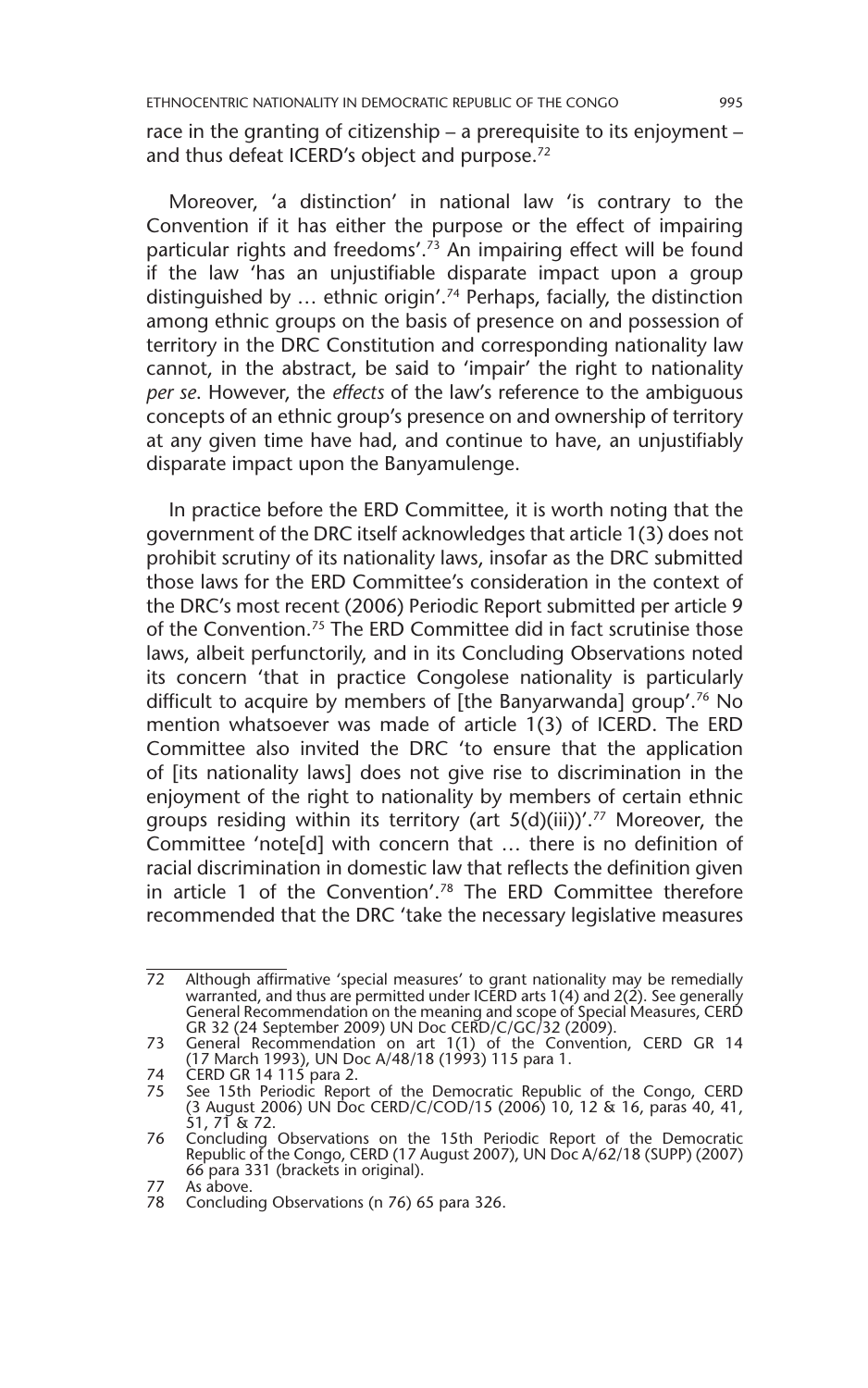race in the granting of citizenship – a prerequisite to its enjoyment – and thus defeat ICERD's object and purpose.[72]

Moreover, 'a distinction' in national law 'is contrary to the Convention if it has either the purpose or the effect of impairing particular rights and freedoms'.[73] An impairing effect will be found if the law 'has an unjustifiable disparate impact upon a group distinguished by … ethnic origin'.[74] Perhaps, facially, the distinction among ethnic groups on the basis of presence on and possession of territory in the DRC Constitution and corresponding nationality law cannot, in the abstract, be said to 'impair' the right to nationality *per se*. However, the *effects* of the law's reference to the ambiguous concepts of an ethnic group's presence on and ownership of territory at any given time have had, and continue to have, an unjustifiably disparate impact upon the Banyamulenge.

In practice before the ERD Committee, it is worth noting that the government of the DRC itself acknowledges that article 1(3) does not prohibit scrutiny of its nationality laws, insofar as the DRC submitted those laws for the ERD Committee's consideration in the context of the DRC's most recent (2006) Periodic Report submitted per article 9 of the Convention.[75] The ERD Committee did in fact scrutinise those laws, albeit perfunctorily, and in its Concluding Observations noted its concern 'that in practice Congolese nationality is particularly difficult to acquire by members of [the Banyarwanda] group'.[76] No mention whatsoever was made of article 1(3) of ICERD. The ERD Committee also invited the DRC 'to ensure that the application of [its nationality laws] does not give rise to discrimination in the enjoyment of the right to nationality by members of certain ethnic groups residing within its territory (art 5(d)(iii))'.[77] Moreover, the Committee 'note[d] with concern that … there is no definition of racial discrimination in domestic law that reflects the definition given in article 1 of the Convention'.[78] The ERD Committee therefore recommended that the DRC 'take the necessary legislative measures

---

72 Although affirmative 'special measures' to grant nationality may be remedially warranted, and thus are permitted under ICERD arts 1(4) and 2(2). See generally General Recommendation on the meaning and scope of Special Measures, CERD GR 32 (24 September 2009) UN Doc CERD/C/GC/32 (2009).

73 General Recommendation on art 1(1) of the Convention, CERD GR 14 (17 March 1993), UN Doc A/48/18 (1993) 115 para 1.

74 CERD GR 14 115 para 2.

75 See 15th Periodic Report of the Democratic Republic of the Congo, CERD (3 August 2006) UN Doc CERD/C/COD/15 (2006) 10, 12 & 16, paras 40, 41, 51, 71 & 72.

76 Concluding Observations on the 15th Periodic Report of the Democratic Republic of the Congo, CERD (17 August 2007), UN Doc A/62/18 (SUPP) (2007) 66 para 331 (brackets in original).

77 As above.

78 Concluding Observations (n 76) 65 para 326.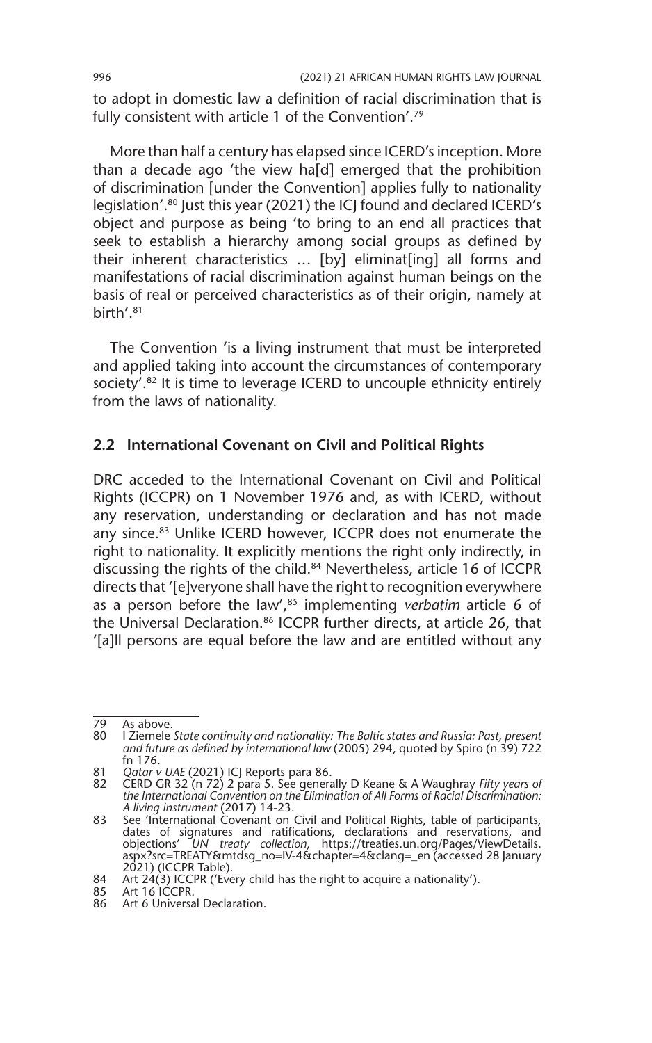to adopt in domestic law a definition of racial discrimination that is fully consistent with article 1 of the Convention'.[79]

More than half a century has elapsed since ICERD's inception. More than a decade ago 'the view ha[d] emerged that the prohibition of discrimination [under the Convention] applies fully to nationality legislation'.[80] Just this year (2021) the ICJ found and declared ICERD's object and purpose as being 'to bring to an end all practices that seek to establish a hierarchy among social groups as defined by their inherent characteristics … [by] eliminat[ing] all forms and manifestations of racial discrimination against human beings on the basis of real or perceived characteristics as of their origin, namely at birth'.[81]

The Convention 'is a living instrument that must be interpreted and applied taking into account the circumstances of contemporary society'.[82] It is time to leverage ICERD to uncouple ethnicity entirely from the laws of nationality.

## 2.2 International Covenant on Civil and Political Rights

DRC acceded to the International Covenant on Civil and Political Rights (ICCPR) on 1 November 1976 and, as with ICERD, without any reservation, understanding or declaration and has not made any since.[83] Unlike ICERD however, ICCPR does not enumerate the right to nationality. It explicitly mentions the right only indirectly, in discussing the rights of the child.[84] Nevertheless, article 16 of ICCPR directs that '[e]veryone shall have the right to recognition everywhere as a person before the law',[85] implementing *verbatim* article 6 of the Universal Declaration.[86] ICCPR further directs, at article 26, that '[a]ll persons are equal before the law and are entitled without any

---

79 As above.

80 I Ziemele *State continuity and nationality: The Baltic states and Russia: Past, present and future as defined by international law* (2005) 294, quoted by Spiro (n 39) 722 fn 176.

81 *Qatar v UAE* (2021) ICJ Reports para 86.

82 CERD GR 32 (n 72) 2 para 5. See generally D Keane & A Waughray *Fifty years of the International Convention on the Elimination of All Forms of Racial Discrimination: A living instrument* (2017) 14-23.

83 See 'International Covenant on Civil and Political Rights, table of participants, dates of signatures and ratifications, declarations and reservations, and objections' *UN treaty collection*, https://treaties.un.org/Pages/ViewDetails.aspx?src=TREATY&mtdsg_no=IV-4&chapter=4&clang=_en (accessed 28 January 2021) (ICCPR Table).

84 Art 24(3) ICCPR ('Every child has the right to acquire a nationality').

85 Art 16 ICCPR.

86 Art 6 Universal Declaration.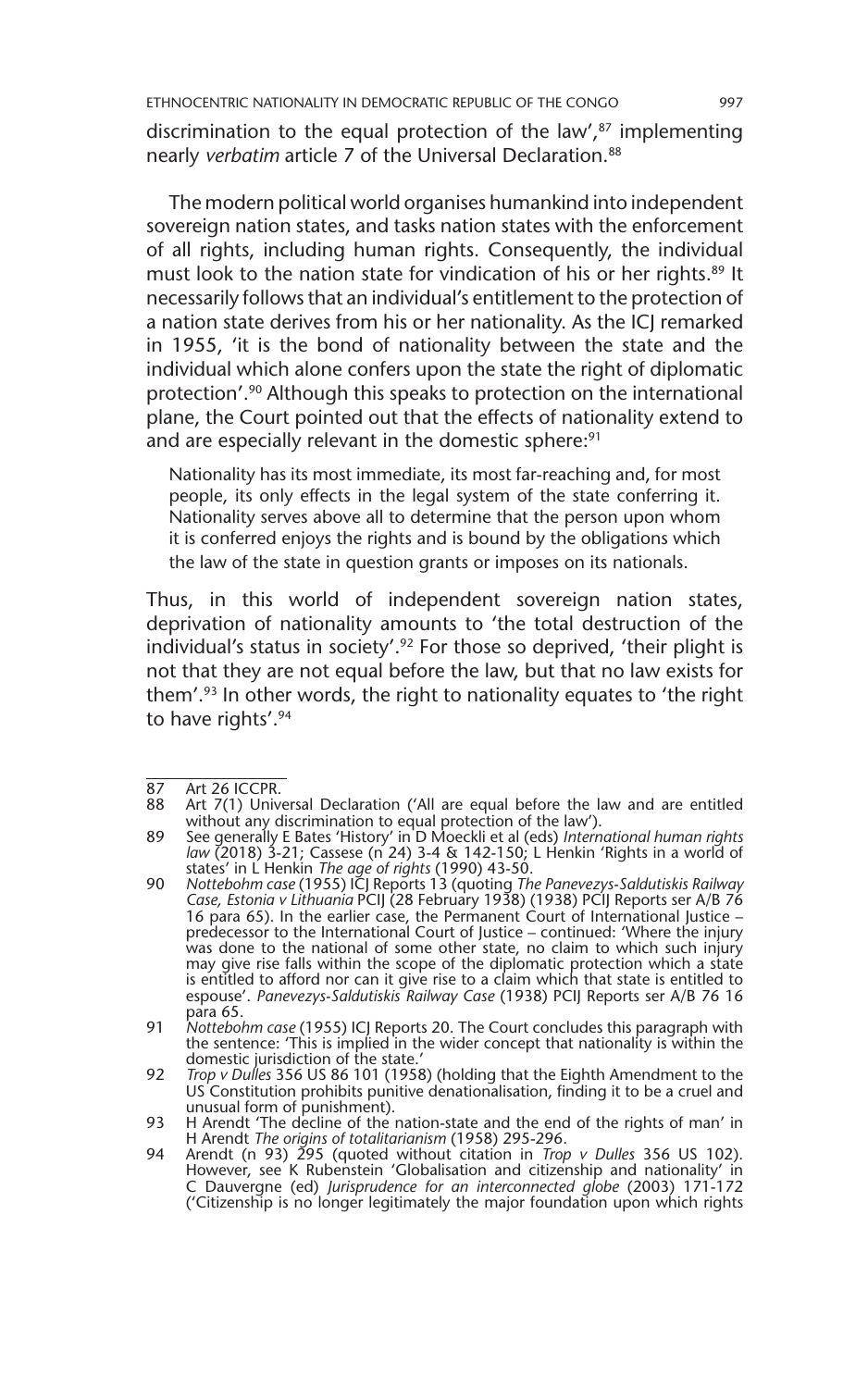discrimination to the equal protection of the law',[87] implementing nearly *verbatim* article 7 of the Universal Declaration.[88]

The modern political world organises humankind into independent sovereign nation states, and tasks nation states with the enforcement of all rights, including human rights. Consequently, the individual must look to the nation state for vindication of his or her rights.[89] It necessarily follows that an individual's entitlement to the protection of a nation state derives from his or her nationality. As the ICJ remarked in 1955, 'it is the bond of nationality between the state and the individual which alone confers upon the state the right of diplomatic protection'.[90] Although this speaks to protection on the international plane, the Court pointed out that the effects of nationality extend to and are especially relevant in the domestic sphere:[91]

> Nationality has its most immediate, its most far-reaching and, for most people, its only effects in the legal system of the state conferring it. Nationality serves above all to determine that the person upon whom it is conferred enjoys the rights and is bound by the obligations which the law of the state in question grants or imposes on its nationals.

Thus, in this world of independent sovereign nation states, deprivation of nationality amounts to 'the total destruction of the individual's status in society'.[92] For those so deprived, 'their plight is not that they are not equal before the law, but that no law exists for them'.[93] In other words, the right to nationality equates to 'the right to have rights'.[94]

---

87 Art 26 ICCPR.

88 Art 7(1) Universal Declaration ('All are equal before the law and are entitled without any discrimination to equal protection of the law').

89 See generally E Bates 'History' in D Moeckli et al (eds) *International human rights law* (2018) 3-21; Cassese (n 24) 3-4 & 142-150; L Henkin 'Rights in a world of states' in L Henkin *The age of rights* (1990) 43-50.

90 *Nottebohm case* (1955) ICJ Reports 13 (quoting *The Panevezys-Saldutiskis Railway Case, Estonia v Lithuania* PCIJ (28 February 1938) (1938) PCIJ Reports ser A/B 76 16 para 65). In the earlier case, the Permanent Court of International Justice – predecessor to the International Court of Justice – continued: 'Where the injury was done to the national of some other state, no claim to which such injury may give rise falls within the scope of the diplomatic protection which a state is entitled to afford nor can it give rise to a claim which that state is entitled to espouse'. *Panevezys-Saldutiskis Railway Case* (1938) PCIJ Reports ser A/B 76 16 para 65.

91 *Nottebohm case* (1955) ICJ Reports 20. The Court concludes this paragraph with the sentence: 'This is implied in the wider concept that nationality is within the domestic jurisdiction of the state.'

92 *Trop v Dulles* 356 US 86 101 (1958) (holding that the Eighth Amendment to the US Constitution prohibits punitive denationalisation, finding it to be a cruel and unusual form of punishment).

93 H Arendt 'The decline of the nation-state and the end of the rights of man' in H Arendt *The origins of totalitarianism* (1958) 295-296.

94 Arendt (n 93) 295 (quoted without citation in *Trop v Dulles* 356 US 102). However, see K Rubenstein 'Globalisation and citizenship and nationality' in C Dauvergne (ed) *Jurisprudence for an interconnected globe* (2003) 171-172 ('Citizenship is no longer legitimately the major foundation upon which rights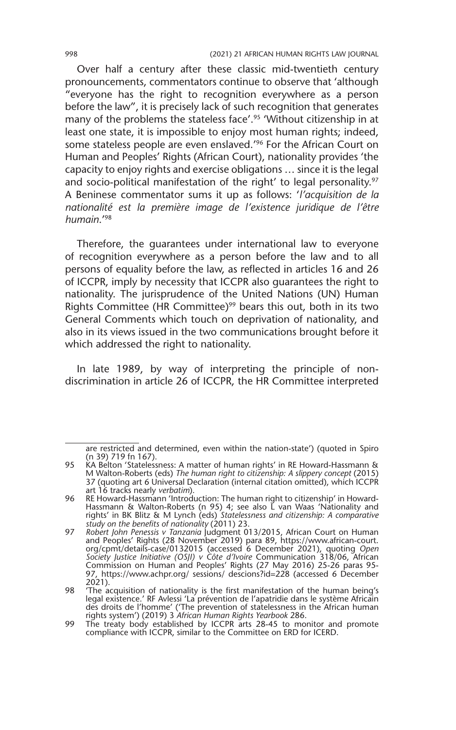Over half a century after these classic mid-twentieth century pronouncements, commentators continue to observe that 'although "everyone has the right to recognition everywhere as a person before the law", it is precisely lack of such recognition that generates many of the problems the stateless face'.[95] 'Without citizenship in at least one state, it is impossible to enjoy most human rights; indeed, some stateless people are even enslaved.'[96] For the African Court on Human and Peoples' Rights (African Court), nationality provides 'the capacity to enjoy rights and exercise obligations … since it is the legal and socio-political manifestation of the right' to legal personality.[97] A Beninese commentator sums it up as follows: '*l'acquisition de la nationalité est la première image de l'existence juridique de l'être humain*.'[98]

Therefore, the guarantees under international law to everyone of recognition everywhere as a person before the law and to all persons of equality before the law, as reflected in articles 16 and 26 of ICCPR, imply by necessity that ICCPR also guarantees the right to nationality. The jurisprudence of the United Nations (UN) Human Rights Committee (HR Committee)[99] bears this out, both in its two General Comments which touch on deprivation of nationality, and also in its views issued in the two communications brought before it which addressed the right to nationality.

In late 1989, by way of interpreting the principle of non-discrimination in article 26 of ICCPR, the HR Committee interpreted

---

are restricted and determined, even within the nation-state') (quoted in Spiro (n 39) 719 fn 167).

95 KA Belton 'Statelessness: A matter of human rights' in RE Howard-Hassmann & M Walton-Roberts (eds) *The human right to citizenship: A slippery concept* (2015) 37 (quoting art 6 Universal Declaration (internal citation omitted), which ICCPR art 16 tracks nearly *verbatim*).

96 RE Howard-Hassmann 'Introduction: The human right to citizenship' in Howard-Hassmann & Walton-Roberts (n 95) 4; see also L van Waas 'Nationality and rights' in BK Blitz & M Lynch (eds) *Statelessness and citizenship: A comparative study on the benefits of nationality* (2011) 23.

97 *Robert John Penessis v Tanzania* Judgment 013/2015, African Court on Human and Peoples' Rights (28 November 2019) para 89, https://www.african-court.org/cpmt/details-case/0132015 (accessed 6 December 2021), quoting *Open Society Justice Initiative (OSJI) v Côte d'Ivoire* Communication 318/06, African Commission on Human and Peoples' Rights (27 May 2016) 25-26 paras 95-97, https://www.achpr.org/ sessions/ descions?id=228 (accessed 6 December 2021).

98 'The acquisition of nationality is the first manifestation of the human being's legal existence.' RF Avlessi 'La prévention de l'apatridie dans le système Africain des droits de l'homme' ('The prevention of statelessness in the African human rights system') (2019) 3 *African Human Rights Yearbook* 286.

99 The treaty body established by ICCPR arts 28-45 to monitor and promote compliance with ICCPR, similar to the Committee on ERD for ICERD.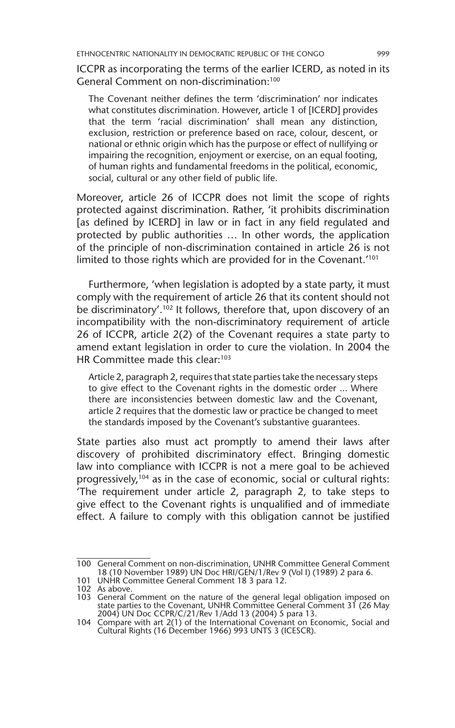ICCPR as incorporating the terms of the earlier ICERD, as noted in its General Comment on non-discrimination:[100]

> The Covenant neither defines the term 'discrimination' nor indicates what constitutes discrimination. However, article 1 of [ICERD] provides that the term 'racial discrimination' shall mean any distinction, exclusion, restriction or preference based on race, colour, descent, or national or ethnic origin which has the purpose or effect of nullifying or impairing the recognition, enjoyment or exercise, on an equal footing, of human rights and fundamental freedoms in the political, economic, social, cultural or any other field of public life.

Moreover, article 26 of ICCPR does not limit the scope of rights protected against discrimination. Rather, 'it prohibits discrimination [as defined by ICERD] in law or in fact in any field regulated and protected by public authorities … In other words, the application of the principle of non-discrimination contained in article 26 is not limited to those rights which are provided for in the Covenant.'[101]

Furthermore, 'when legislation is adopted by a state party, it must comply with the requirement of article 26 that its content should not be discriminatory'.[102] It follows, therefore that, upon discovery of an incompatibility with the non-discriminatory requirement of article 26 of ICCPR, article 2(2) of the Covenant requires a state party to amend extant legislation in order to cure the violation. In 2004 the HR Committee made this clear:[103]

> Article 2, paragraph 2, requires that state parties take the necessary steps to give effect to the Covenant rights in the domestic order ... Where there are inconsistencies between domestic law and the Covenant, article 2 requires that the domestic law or practice be changed to meet the standards imposed by the Covenant's substantive guarantees.

State parties also must act promptly to amend their laws after discovery of prohibited discriminatory effect. Bringing domestic law into compliance with ICCPR is not a mere goal to be achieved progressively,[104] as in the case of economic, social or cultural rights: 'The requirement under article 2, paragraph 2, to take steps to give effect to the Covenant rights is unqualified and of immediate effect. A failure to comply with this obligation cannot be justified

---

100 General Comment on non-discrimination, UNHR Committee General Comment 18 (10 November 1989) UN Doc HRI/GEN/1/Rev 9 (Vol I) (1989) 2 para 6.

101 UNHR Committee General Comment 18 3 para 12.

102 As above.

103 General Comment on the nature of the general legal obligation imposed on state parties to the Covenant, UNHR Committee General Comment 31 (26 May 2004) UN Doc CCPR/C/21/Rev 1/Add 13 (2004) 5 para 13.

104 Compare with art 2(1) of the International Covenant on Economic, Social and Cultural Rights (16 December 1966) 993 UNTS 3 (ICESCR).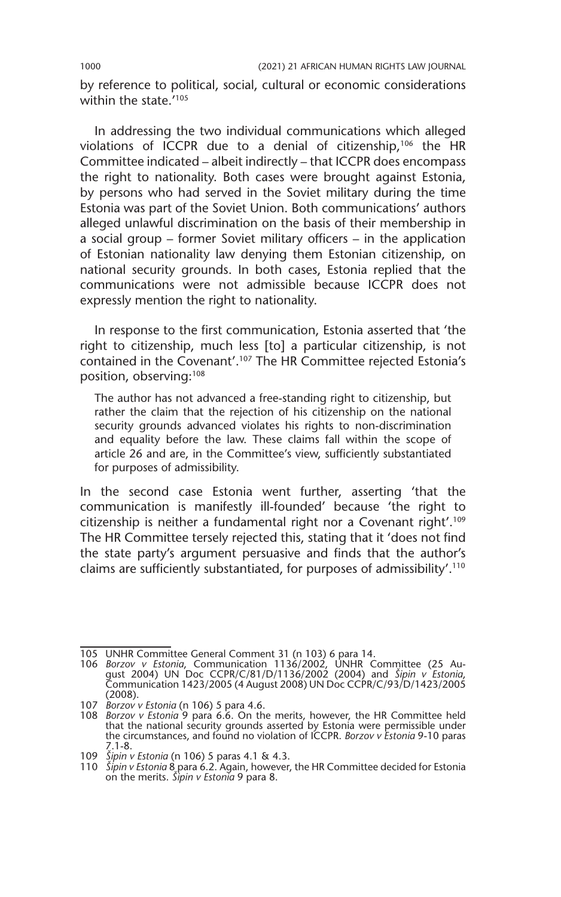by reference to political, social, cultural or economic considerations within the state.'[105]

In addressing the two individual communications which alleged violations of ICCPR due to a denial of citizenship,[106] the HR Committee indicated – albeit indirectly – that ICCPR does encompass the right to nationality. Both cases were brought against Estonia, by persons who had served in the Soviet military during the time Estonia was part of the Soviet Union. Both communications' authors alleged unlawful discrimination on the basis of their membership in a social group – former Soviet military officers – in the application of Estonian nationality law denying them Estonian citizenship, on national security grounds. In both cases, Estonia replied that the communications were not admissible because ICCPR does not expressly mention the right to nationality.

In response to the first communication, Estonia asserted that 'the right to citizenship, much less [to] a particular citizenship, is not contained in the Covenant'.[107] The HR Committee rejected Estonia's position, observing:[108]

> The author has not advanced a free-standing right to citizenship, but rather the claim that the rejection of his citizenship on the national security grounds advanced violates his rights to non-discrimination and equality before the law. These claims fall within the scope of article 26 and are, in the Committee's view, sufficiently substantiated for purposes of admissibility.

In the second case Estonia went further, asserting 'that the communication is manifestly ill-founded' because 'the right to citizenship is neither a fundamental right nor a Covenant right'.[109] The HR Committee tersely rejected this, stating that it 'does not find the state party's argument persuasive and finds that the author's claims are sufficiently substantiated, for purposes of admissibility'.[110]

---

105 UNHR Committee General Comment 31 (n 103) 6 para 14.

106 *Borzov v Estonia*, Communication 1136/2002, UNHR Committee (25 August 2004) UN Doc CCPR/C/81/D/1136/2002 (2004) and *Šipin v Estonia*, Communication 1423/2005 (4 August 2008) UN Doc CCPR/C/93/D/1423/2005 (2008).

107 *Borzov v Estonia* (n 106) 5 para 4.6.

108 *Borzov v Estonia* 9 para 6.6. On the merits, however, the HR Committee held that the national security grounds asserted by Estonia were permissible under the circumstances, and found no violation of ICCPR. *Borzov v Estonia* 9-10 paras 7.1-8.

109 *Šipin v Estonia* (n 106) 5 paras 4.1 & 4.3.

110 *Šipin v Estonia* 8 para 6.2. Again, however, the HR Committee decided for Estonia on the merits. *Šipin v Estonia* 9 para 8.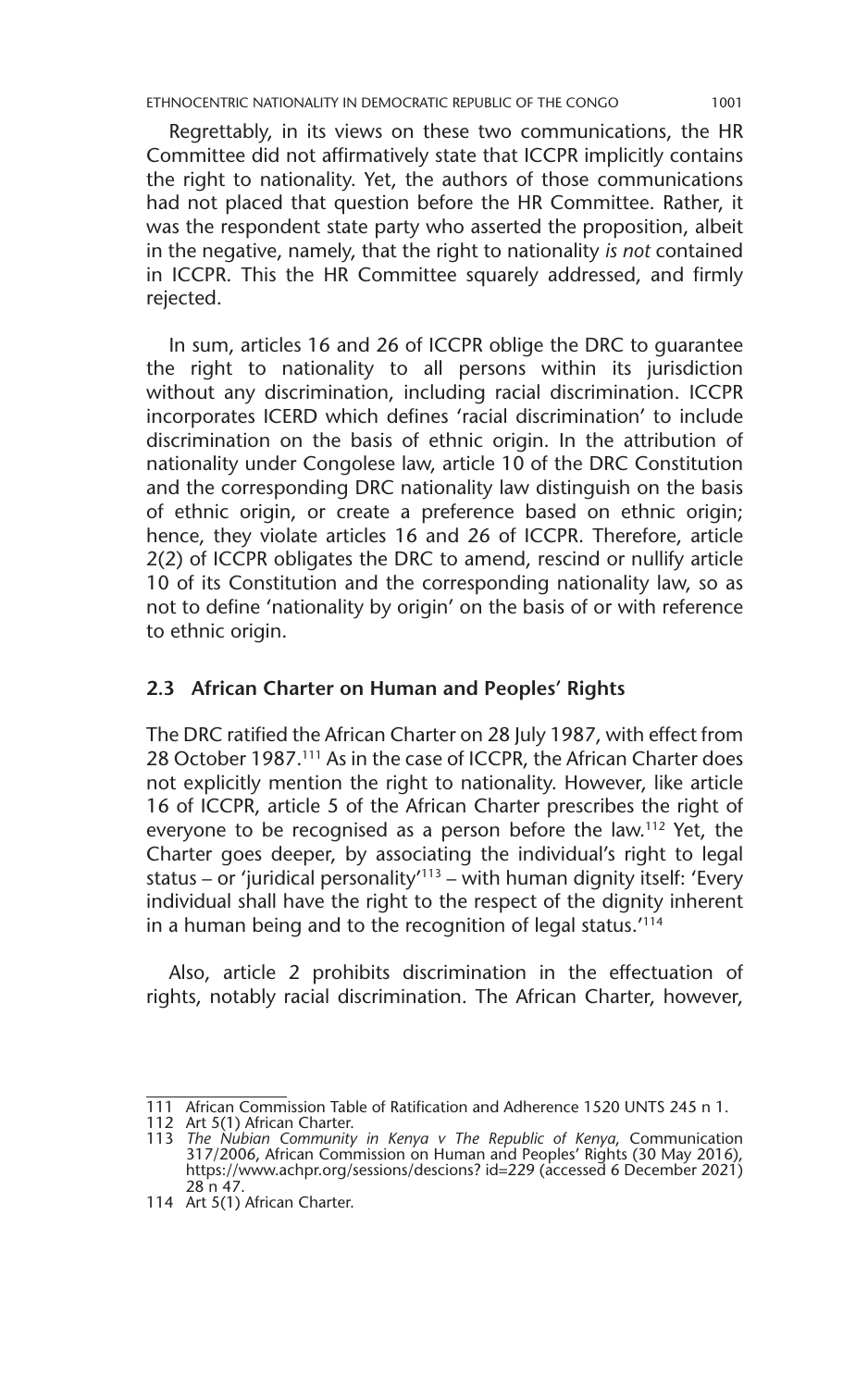Regrettably, in its views on these two communications, the HR Committee did not affirmatively state that ICCPR implicitly contains the right to nationality. Yet, the authors of those communications had not placed that question before the HR Committee. Rather, it was the respondent state party who asserted the proposition, albeit in the negative, namely, that the right to nationality *is not* contained in ICCPR. This the HR Committee squarely addressed, and firmly rejected.

In sum, articles 16 and 26 of ICCPR oblige the DRC to guarantee the right to nationality to all persons within its jurisdiction without any discrimination, including racial discrimination. ICCPR incorporates ICERD which defines 'racial discrimination' to include discrimination on the basis of ethnic origin. In the attribution of nationality under Congolese law, article 10 of the DRC Constitution and the corresponding DRC nationality law distinguish on the basis of ethnic origin, or create a preference based on ethnic origin; hence, they violate articles 16 and 26 of ICCPR. Therefore, article 2(2) of ICCPR obligates the DRC to amend, rescind or nullify article 10 of its Constitution and the corresponding nationality law, so as not to define 'nationality by origin' on the basis of or with reference to ethnic origin.

### 2.3 African Charter on Human and Peoples' Rights

The DRC ratified the African Charter on 28 July 1987, with effect from 28 October 1987.[111] As in the case of ICCPR, the African Charter does not explicitly mention the right to nationality. However, like article 16 of ICCPR, article 5 of the African Charter prescribes the right of everyone to be recognised as a person before the law.[112] Yet, the Charter goes deeper, by associating the individual's right to legal status – or 'juridical personality'[113] – with human dignity itself: 'Every individual shall have the right to the respect of the dignity inherent in a human being and to the recognition of legal status.'[114]

Also, article 2 prohibits discrimination in the effectuation of rights, notably racial discrimination. The African Charter, however,

---

111 African Commission Table of Ratification and Adherence 1520 UNTS 245 n 1.

112 Art 5(1) African Charter.

113 *The Nubian Community in Kenya v The Republic of Kenya*, Communication 317/2006, African Commission on Human and Peoples' Rights (30 May 2016), https://www.achpr.org/sessions/descions? id=229 (accessed 6 December 2021) 28 n 47.

114 Art 5(1) African Charter.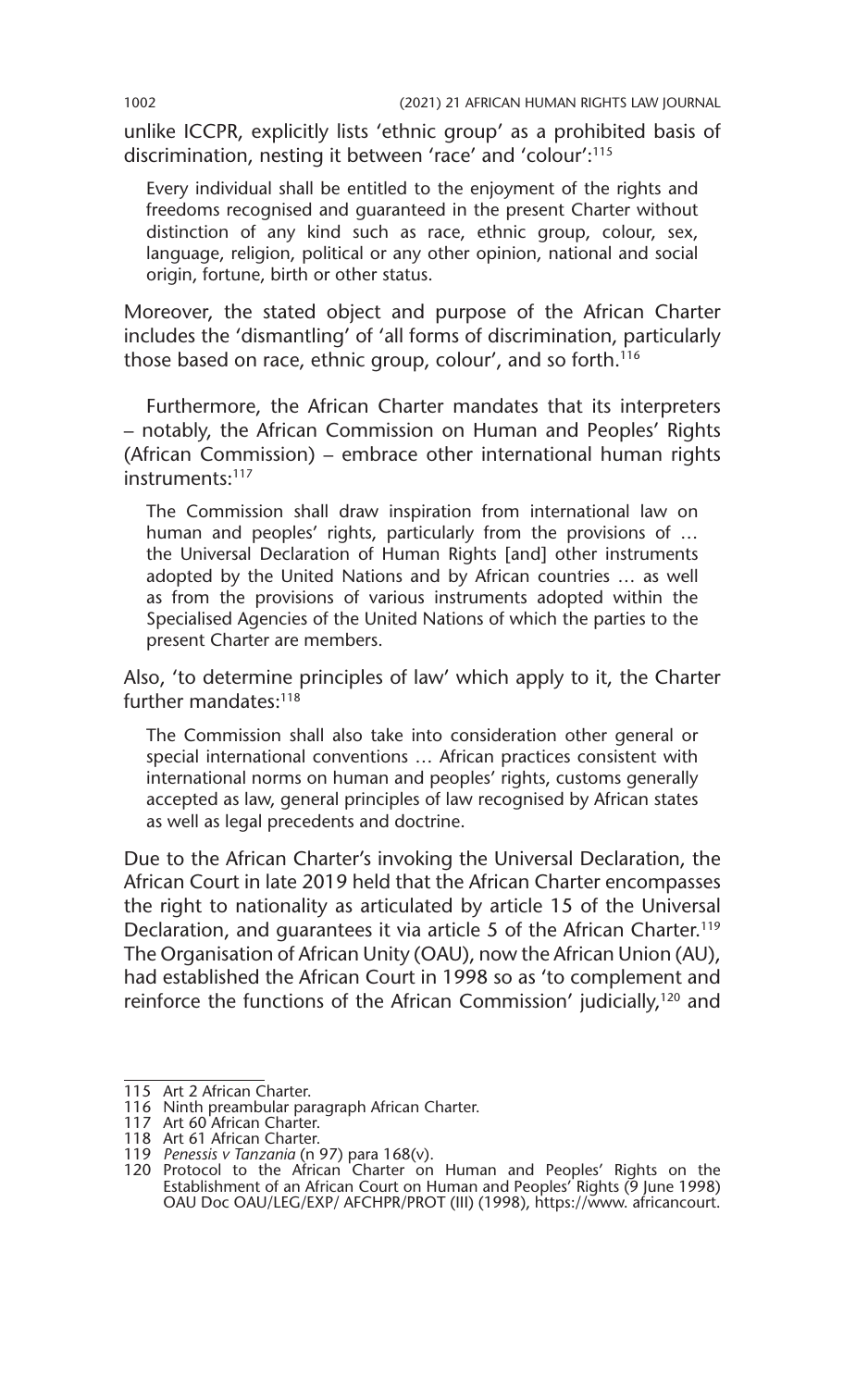unlike ICCPR, explicitly lists 'ethnic group' as a prohibited basis of discrimination, nesting it between 'race' and 'colour':[115]

> Every individual shall be entitled to the enjoyment of the rights and freedoms recognised and guaranteed in the present Charter without distinction of any kind such as race, ethnic group, colour, sex, language, religion, political or any other opinion, national and social origin, fortune, birth or other status.

Moreover, the stated object and purpose of the African Charter includes the 'dismantling' of 'all forms of discrimination, particularly those based on race, ethnic group, colour', and so forth.[116]

Furthermore, the African Charter mandates that its interpreters – notably, the African Commission on Human and Peoples' Rights (African Commission) – embrace other international human rights instruments:[117]

> The Commission shall draw inspiration from international law on human and peoples' rights, particularly from the provisions of … the Universal Declaration of Human Rights [and] other instruments adopted by the United Nations and by African countries … as well as from the provisions of various instruments adopted within the Specialised Agencies of the United Nations of which the parties to the present Charter are members.

Also, 'to determine principles of law' which apply to it, the Charter further mandates:[118]

> The Commission shall also take into consideration other general or special international conventions … African practices consistent with international norms on human and peoples' rights, customs generally accepted as law, general principles of law recognised by African states as well as legal precedents and doctrine.

Due to the African Charter's invoking the Universal Declaration, the African Court in late 2019 held that the African Charter encompasses the right to nationality as articulated by article 15 of the Universal Declaration, and guarantees it via article 5 of the African Charter.[119] The Organisation of African Unity (OAU), now the African Union (AU), had established the African Court in 1998 so as 'to complement and reinforce the functions of the African Commission' judicially,[120] and

---

115 Art 2 African Charter.

116 Ninth preambular paragraph African Charter.

117 Art 60 African Charter.

118 Art 61 African Charter.

119 *Penessis v Tanzania* (n 97) para 168(v).

120 Protocol to the African Charter on Human and Peoples' Rights on the Establishment of an African Court on Human and Peoples' Rights (9 June 1998) OAU Doc OAU/LEG/EXP/ AFCHPR/PROT (III) (1998), https://www. africancourt.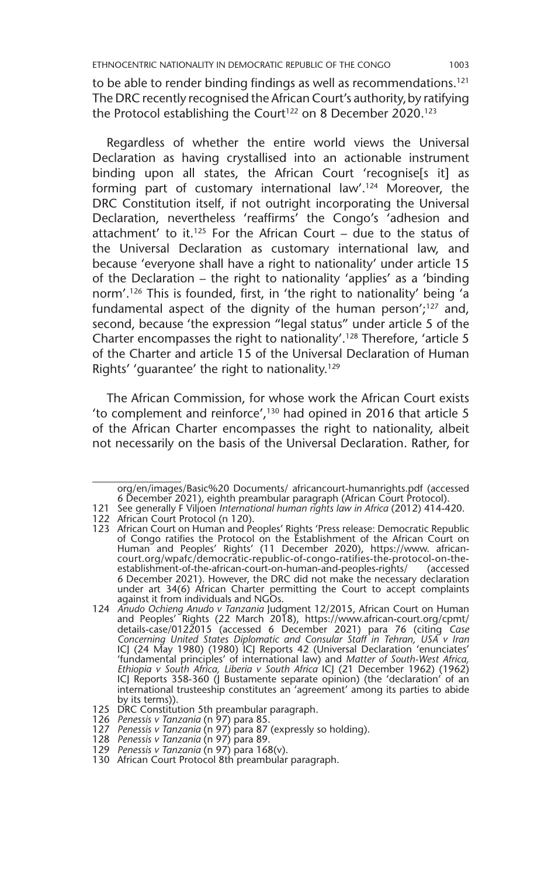to be able to render binding findings as well as recommendations.[121] The DRC recently recognised the African Court's authority, by ratifying the Protocol establishing the Court[122] on 8 December 2020.[123]

Regardless of whether the entire world views the Universal Declaration as having crystallised into an actionable instrument binding upon all states, the African Court 'recognise[s it] as forming part of customary international law'.[124] Moreover, the DRC Constitution itself, if not outright incorporating the Universal Declaration, nevertheless 'reaffirms' the Congo's 'adhesion and attachment' to it.[125] For the African Court – due to the status of the Universal Declaration as customary international law, and because 'everyone shall have a right to nationality' under article 15 of the Declaration – the right to nationality 'applies' as a 'binding norm'.[126] This is founded, first, in 'the right to nationality' being 'a fundamental aspect of the dignity of the human person';[127] and, second, because 'the expression "legal status" under article 5 of the Charter encompasses the right to nationality'.[128] Therefore, 'article 5 of the Charter and article 15 of the Universal Declaration of Human Rights' 'guarantee' the right to nationality.[129]

The African Commission, for whose work the African Court exists 'to complement and reinforce',[130] had opined in 2016 that article 5 of the African Charter encompasses the right to nationality, albeit not necessarily on the basis of the Universal Declaration. Rather, for

---

org/en/images/Basic%20 Documents/ africancourt-humanrights.pdf (accessed 6 December 2021), eighth preambular paragraph (African Court Protocol).

121 See generally F Viljoen *International human rights law in Africa* (2012) 414-420.

122 African Court Protocol (n 120).

123 African Court on Human and Peoples' Rights 'Press release: Democratic Republic of Congo ratifies the Protocol on the Establishment of the African Court on Human and Peoples' Rights' (11 December 2020), https://www. african-court.org/wpafc/democratic-republic-of-congo-ratifies-the-protocol-on-the-establishment-of-the-african-court-on-human-and-peoples-rights/ (accessed 6 December 2021). However, the DRC did not make the necessary declaration under art 34(6) African Charter permitting the Court to accept complaints against it from individuals and NGOs.

124 *Anudo Ochieng Anudo v Tanzania* Judgment 12/2015, African Court on Human and Peoples' Rights (22 March 2018), https://www.african-court.org/cpmt/details-case/0122015 (accessed 6 December 2021) para 76 (citing *Case Concerning United States Diplomatic and Consular Staff in Tehran, USA v Iran* ICJ (24 May 1980) (1980) ICJ Reports 42 (Universal Declaration 'enunciates' 'fundamental principles' of international law) and *Matter of South-West Africa, Ethiopia v South Africa, Liberia v South Africa* ICJ (21 December 1962) (1962) ICJ Reports 358-360 (J Bustamente separate opinion) (the 'declaration' of an international trusteeship constitutes an 'agreement' among its parties to abide by its terms)).

125 DRC Constitution 5th preambular paragraph.

126 *Penessis v Tanzania* (n 97) para 85.

127 *Penessis v Tanzania* (n 97) para 87 (expressly so holding).

128 *Penessis v Tanzania* (n 97) para 89.

129 *Penessis v Tanzania* (n 97) para 168(v).

130 African Court Protocol 8th preambular paragraph.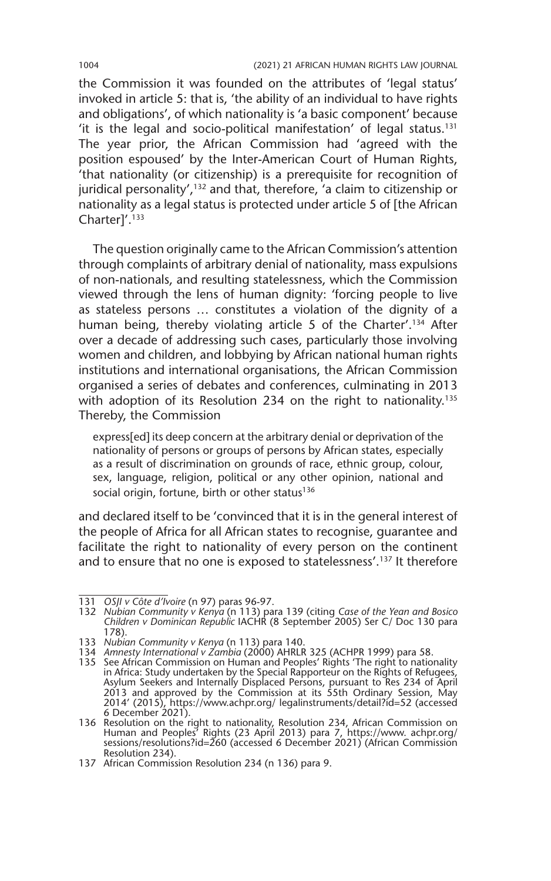the Commission it was founded on the attributes of 'legal status' invoked in article 5: that is, 'the ability of an individual to have rights and obligations', of which nationality is 'a basic component' because 'it is the legal and socio-political manifestation' of legal status.[131] The year prior, the African Commission had 'agreed with the position espoused' by the Inter-American Court of Human Rights, 'that nationality (or citizenship) is a prerequisite for recognition of juridical personality',[132] and that, therefore, 'a claim to citizenship or nationality as a legal status is protected under article 5 of [the African Charter]'.[133]

The question originally came to the African Commission's attention through complaints of arbitrary denial of nationality, mass expulsions of non-nationals, and resulting statelessness, which the Commission viewed through the lens of human dignity: 'forcing people to live as stateless persons … constitutes a violation of the dignity of a human being, thereby violating article 5 of the Charter'.[134] After over a decade of addressing such cases, particularly those involving women and children, and lobbying by African national human rights institutions and international organisations, the African Commission organised a series of debates and conferences, culminating in 2013 with adoption of its Resolution 234 on the right to nationality.[135] Thereby, the Commission

> express[ed] its deep concern at the arbitrary denial or deprivation of the nationality of persons or groups of persons by African states, especially as a result of discrimination on grounds of race, ethnic group, colour, sex, language, religion, political or any other opinion, national and social origin, fortune, birth or other status[136]

and declared itself to be 'convinced that it is in the general interest of the people of Africa for all African states to recognise, guarantee and facilitate the right to nationality of every person on the continent and to ensure that no one is exposed to statelessness'.[137] It therefore

---

131 *OSJI v Côte d'Ivoire* (n 97) paras 96-97.

132 *Nubian Community v Kenya* (n 113) para 139 (citing *Case of the Yean and Bosico Children v Dominican Republic* IACHR (8 September 2005) Ser C/ Doc 130 para 178).

133 *Nubian Community v Kenya* (n 113) para 140.

134 *Amnesty International v Zambia* (2000) AHRLR 325 (ACHPR 1999) para 58.

135 See African Commission on Human and Peoples' Rights 'The right to nationality in Africa: Study undertaken by the Special Rapporteur on the Rights of Refugees, Asylum Seekers and Internally Displaced Persons, pursuant to Res 234 of April 2013 and approved by the Commission at its 55th Ordinary Session, May 2014' (2015), https://www.achpr.org/ legalinstruments/detail?id=52 (accessed 6 December 2021).

136 Resolution on the right to nationality, Resolution 234, African Commission on Human and Peoples' Rights (23 April 2013) para 7, https://www. achpr.org/ sessions/resolutions?id=260 (accessed 6 December 2021) (African Commission Resolution 234).

137 African Commission Resolution 234 (n 136) para 9.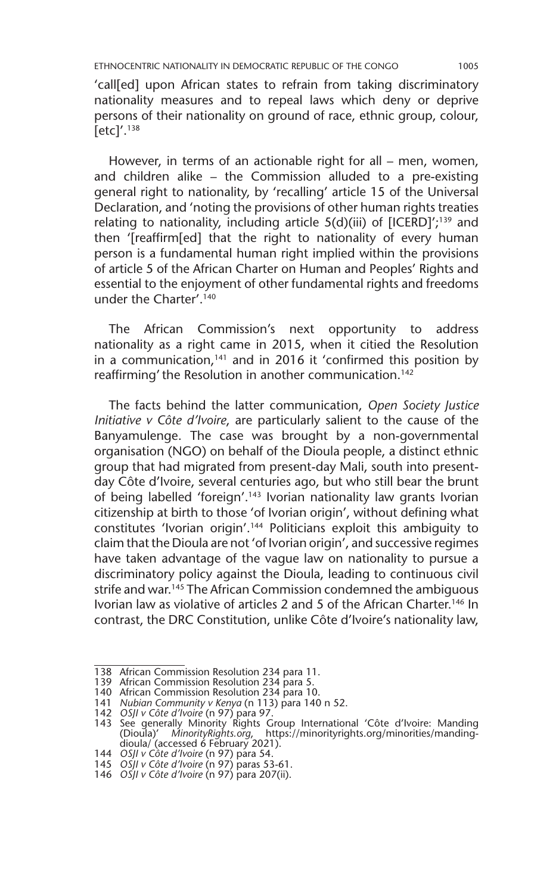'call[ed] upon African states to refrain from taking discriminatory nationality measures and to repeal laws which deny or deprive persons of their nationality on ground of race, ethnic group, colour, [etc]'.[138]

However, in terms of an actionable right for all – men, women, and children alike – the Commission alluded to a pre-existing general right to nationality, by 'recalling' article 15 of the Universal Declaration, and 'noting the provisions of other human rights treaties relating to nationality, including article 5(d)(iii) of [ICERD]';[139] and then '[reaffirm[ed] that the right to nationality of every human person is a fundamental human right implied within the provisions of article 5 of the African Charter on Human and Peoples' Rights and essential to the enjoyment of other fundamental rights and freedoms under the Charter'.[140]

The African Commission's next opportunity to address nationality as a right came in 2015, when it citied the Resolution in a communication,[141] and in 2016 it 'confirmed this position by reaffirming' the Resolution in another communication.[142]

The facts behind the latter communication, *Open Society Justice Initiative v Côte d'Ivoire*, are particularly salient to the cause of the Banyamulenge. The case was brought by a non-governmental organisation (NGO) on behalf of the Dioula people, a distinct ethnic group that had migrated from present-day Mali, south into present-day Côte d'Ivoire, several centuries ago, but who still bear the brunt of being labelled 'foreign'.[143] Ivorian nationality law grants Ivorian citizenship at birth to those 'of Ivorian origin', without defining what constitutes 'Ivorian origin'.[144] Politicians exploit this ambiguity to claim that the Dioula are not 'of Ivorian origin', and successive regimes have taken advantage of the vague law on nationality to pursue a discriminatory policy against the Dioula, leading to continuous civil strife and war.[145] The African Commission condemned the ambiguous Ivorian law as violative of articles 2 and 5 of the African Charter.[146] In contrast, the DRC Constitution, unlike Côte d'Ivoire's nationality law,

---

138 African Commission Resolution 234 para 11.

139 African Commission Resolution 234 para 5.

140 African Commission Resolution 234 para 10.

141 *Nubian Community v Kenya* (n 113) para 140 n 52.

142 *OSJI v Côte d'Ivoire* (n 97) para 97.

143 See generally Minority Rights Group International 'Côte d'Ivoire: Manding (Dioula)' *MinorityRights.org*, https://minorityrights.org/minorities/manding-dioula/ (accessed 6 February 2021).

144 *OSJI v Côte d'Ivoire* (n 97) para 54.

145 *OSJI v Côte d'Ivoire* (n 97) paras 53-61.

146 *OSJI v Côte d'Ivoire* (n 97) para 207(ii).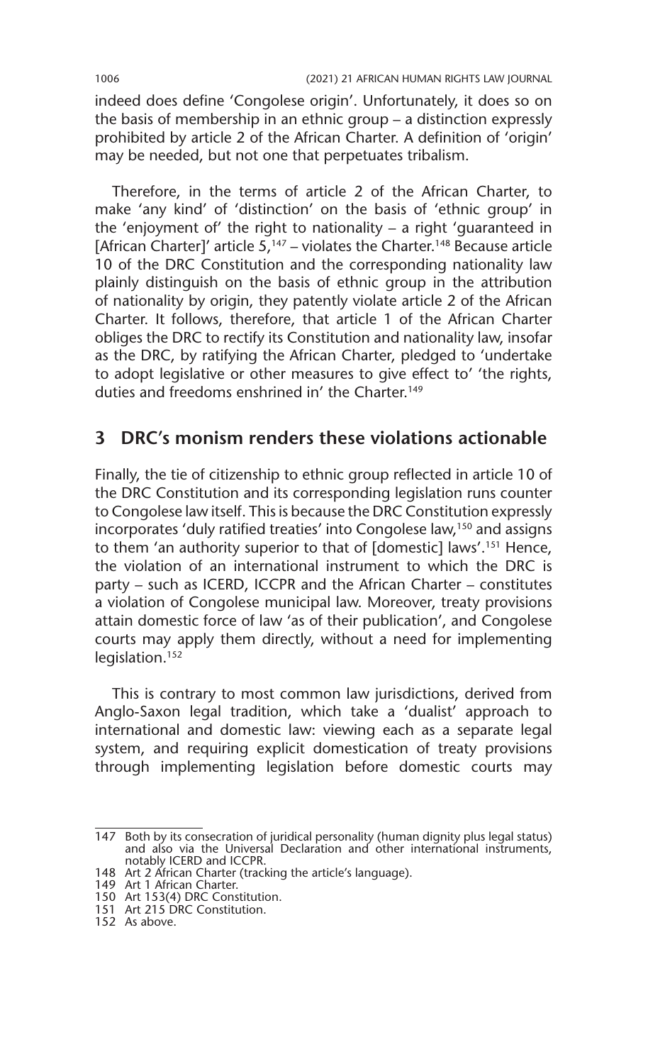indeed does define 'Congolese origin'. Unfortunately, it does so on the basis of membership in an ethnic group – a distinction expressly prohibited by article 2 of the African Charter. A definition of 'origin' may be needed, but not one that perpetuates tribalism.

Therefore, in the terms of article 2 of the African Charter, to make 'any kind' of 'distinction' on the basis of 'ethnic group' in the 'enjoyment of' the right to nationality – a right 'guaranteed in [African Charter]' article 5,[147] – violates the Charter.[148] Because article 10 of the DRC Constitution and the corresponding nationality law plainly distinguish on the basis of ethnic group in the attribution of nationality by origin, they patently violate article 2 of the African Charter. It follows, therefore, that article 1 of the African Charter obliges the DRC to rectify its Constitution and nationality law, insofar as the DRC, by ratifying the African Charter, pledged to 'undertake to adopt legislative or other measures to give effect to' 'the rights, duties and freedoms enshrined in' the Charter.[149]

## 3 DRC's monism renders these violations actionable

Finally, the tie of citizenship to ethnic group reflected in article 10 of the DRC Constitution and its corresponding legislation runs counter to Congolese law itself. This is because the DRC Constitution expressly incorporates 'duly ratified treaties' into Congolese law,[150] and assigns to them 'an authority superior to that of [domestic] laws'.[151] Hence, the violation of an international instrument to which the DRC is party – such as ICERD, ICCPR and the African Charter – constitutes a violation of Congolese municipal law. Moreover, treaty provisions attain domestic force of law 'as of their publication', and Congolese courts may apply them directly, without a need for implementing legislation.[152]

This is contrary to most common law jurisdictions, derived from Anglo-Saxon legal tradition, which take a 'dualist' approach to international and domestic law: viewing each as a separate legal system, and requiring explicit domestication of treaty provisions through implementing legislation before domestic courts may

---

147 Both by its consecration of juridical personality (human dignity plus legal status) and also via the Universal Declaration and other international instruments, notably ICERD and ICCPR.

148 Art 2 African Charter (tracking the article's language).

149 Art 1 African Charter.

150 Art 153(4) DRC Constitution.

151 Art 215 DRC Constitution.

152 As above.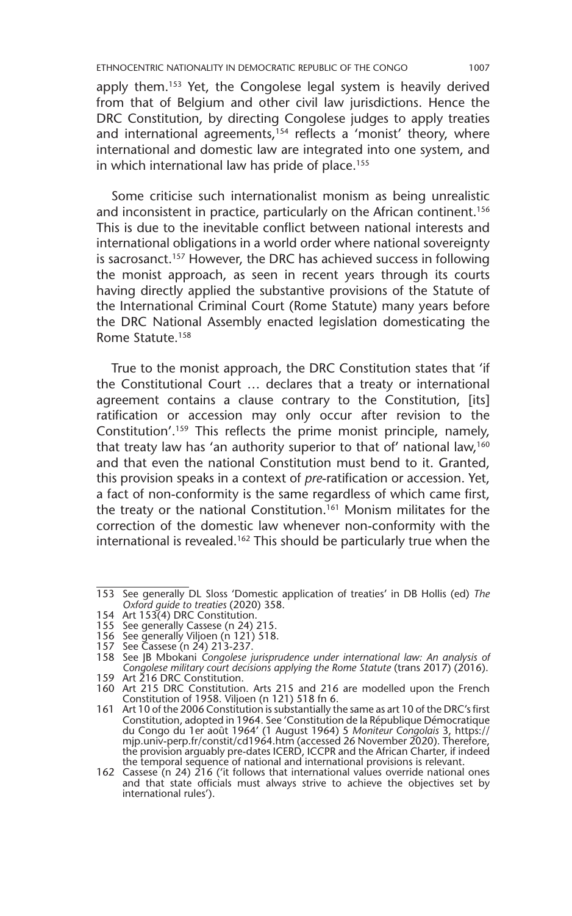apply them.[153] Yet, the Congolese legal system is heavily derived from that of Belgium and other civil law jurisdictions. Hence the DRC Constitution, by directing Congolese judges to apply treaties and international agreements,[154] reflects a 'monist' theory, where international and domestic law are integrated into one system, and in which international law has pride of place.[155]

Some criticise such internationalist monism as being unrealistic and inconsistent in practice, particularly on the African continent.[156] This is due to the inevitable conflict between national interests and international obligations in a world order where national sovereignty is sacrosanct.[157] However, the DRC has achieved success in following the monist approach, as seen in recent years through its courts having directly applied the substantive provisions of the Statute of the International Criminal Court (Rome Statute) many years before the DRC National Assembly enacted legislation domesticating the Rome Statute.[158]

True to the monist approach, the DRC Constitution states that 'if the Constitutional Court … declares that a treaty or international agreement contains a clause contrary to the Constitution, [its] ratification or accession may only occur after revision to the Constitution'.[159] This reflects the prime monist principle, namely, that treaty law has 'an authority superior to that of' national law,[160] and that even the national Constitution must bend to it. Granted, this provision speaks in a context of *pre*-ratification or accession. Yet, a fact of non-conformity is the same regardless of which came first, the treaty or the national Constitution.[161] Monism militates for the correction of the domestic law whenever non-conformity with the international is revealed.[162] This should be particularly true when the

---

153 See generally DL Sloss 'Domestic application of treaties' in DB Hollis (ed) *The Oxford guide to treaties* (2020) 358.

154 Art 153(4) DRC Constitution.

155 See generally Cassese (n 24) 215.

156 See generally Viljoen (n 121) 518.

157 See Cassese (n 24) 213-237.

158 See JB Mbokani *Congolese jurisprudence under international law: An analysis of Congolese military court decisions applying the Rome Statute* (trans 2017) (2016).

159 Art 216 DRC Constitution.

160 Art 215 DRC Constitution. Arts 215 and 216 are modelled upon the French Constitution of 1958. Viljoen (n 121) 518 fn 6.

161 Art 10 of the 2006 Constitution is substantially the same as art 10 of the DRC's first Constitution, adopted in 1964. See 'Constitution de la République Démocratique du Congo du 1er août 1964' (1 August 1964) 5 *Moniteur Congolais* 3, https://mjp.univ-perp.fr/constit/cd1964.htm (accessed 26 November 2020). Therefore, the provision arguably pre-dates ICERD, ICCPR and the African Charter, if indeed the temporal sequence of national and international provisions is relevant.

162 Cassese (n 24) 216 ('it follows that international values override national ones and that state officials must always strive to achieve the objectives set by international rules').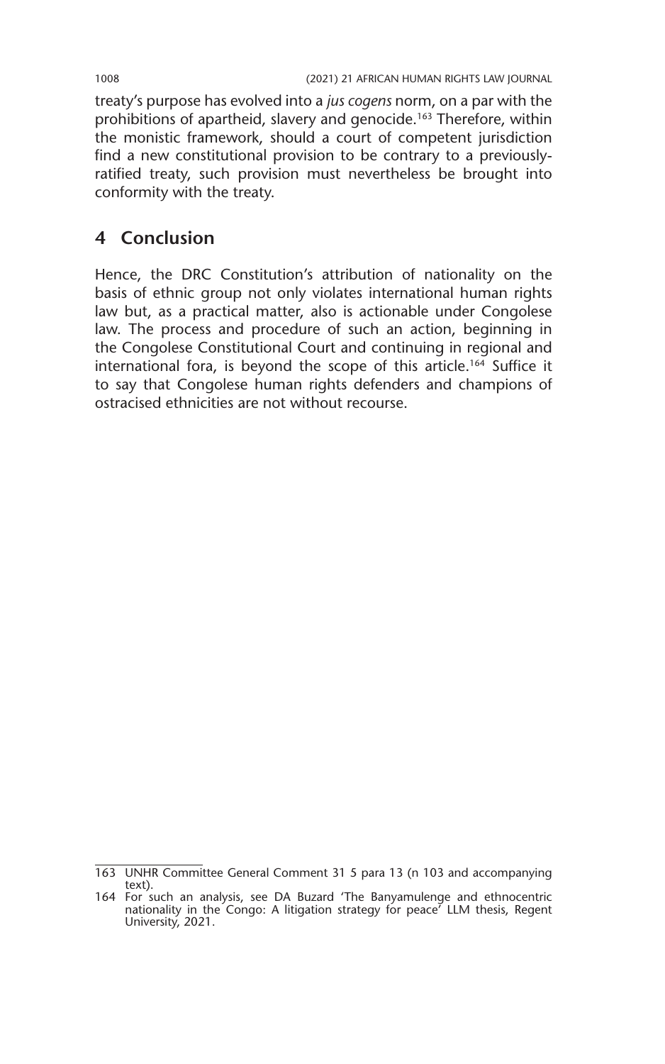treaty's purpose has evolved into a *jus cogens* norm, on a par with the prohibitions of apartheid, slavery and genocide.[163] Therefore, within the monistic framework, should a court of competent jurisdiction find a new constitutional provision to be contrary to a previously-ratified treaty, such provision must nevertheless be brought into conformity with the treaty.

## 4 Conclusion

Hence, the DRC Constitution's attribution of nationality on the basis of ethnic group not only violates international human rights law but, as a practical matter, also is actionable under Congolese law. The process and procedure of such an action, beginning in the Congolese Constitutional Court and continuing in regional and international fora, is beyond the scope of this article.[164] Suffice it to say that Congolese human rights defenders and champions of ostracised ethnicities are not without recourse.

---

163 UNHR Committee General Comment 31 5 para 13 (n 103 and accompanying text).

164 For such an analysis, see DA Buzard 'The Banyamulenge and ethnocentric nationality in the Congo: A litigation strategy for peace' LLM thesis, Regent University, 2021.